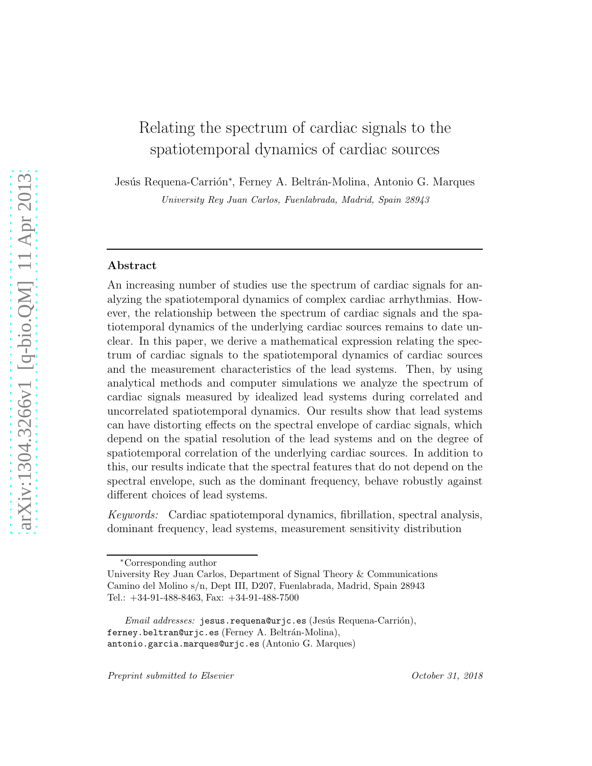# Relating the spectrum of cardiac signals to the spatiotemporal dynamics of cardiac sources

Jesús Requena-Carrión*, Ferney A. Beltrán-Molina, Antonio G. Marques

*University Rey Juan Carlos, Fuenlabrada, Madrid, Spain 28943*

---

## Abstract

An increasing number of studies use the spectrum of cardiac signals for analyzing the spatiotemporal dynamics of complex cardiac arrhythmias. However, the relationship between the spectrum of cardiac signals and the spatiotemporal dynamics of the underlying cardiac sources remains to date unclear. In this paper, we derive a mathematical expression relating the spectrum of cardiac signals to the spatiotemporal dynamics of cardiac sources and the measurement characteristics of the lead systems. Then, by using analytical methods and computer simulations we analyze the spectrum of cardiac signals measured by idealized lead systems during correlated and uncorrelated spatiotemporal dynamics. Our results show that lead systems can have distorting effects on the spectral envelope of cardiac signals, which depend on the spatial resolution of the lead systems and on the degree of spatiotemporal correlation of the underlying cardiac sources. In addition to this, our results indicate that the spectral features that do not depend on the spectral envelope, such as the dominant frequency, behave robustly against different choices of lead systems.

*Keywords:* Cardiac spatiotemporal dynamics, fibrillation, spectral analysis, dominant frequency, lead systems, measurement sensitivity distribution

---

*Corresponding author
University Rey Juan Carlos, Department of Signal Theory & Communications
Camino del Molino s/n, Dept III, D207, Fuenlabrada, Madrid, Spain 28943
Tel.: +34-91-488-8463, Fax: +34-91-488-7500

*Email addresses:* jesus.requena@urjc.es (Jesús Requena-Carrión), ferney.beltran@urjc.es (Ferney A. Beltrán-Molina), antonio.garcia.marques@urjc.es (Antonio G. Marques)

*Preprint submitted to Elsevier* October 31, 2018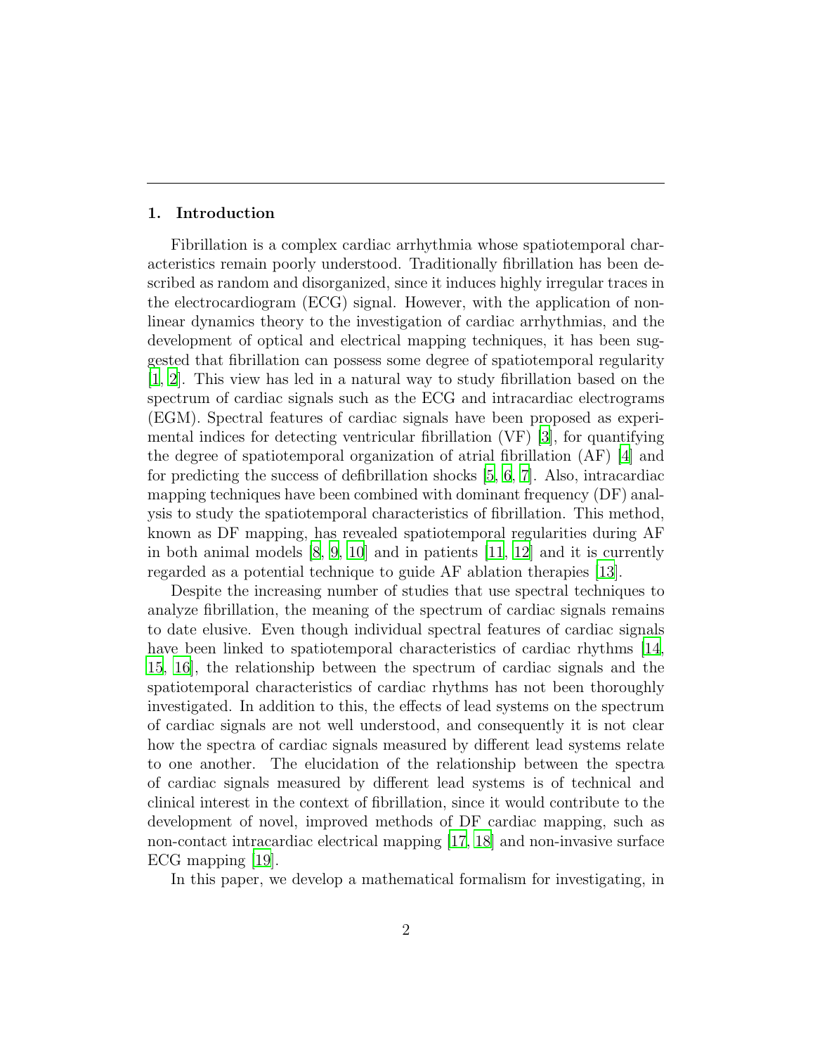## 1. Introduction

Fibrillation is a complex cardiac arrhythmia whose spatiotemporal characteristics remain poorly understood. Traditionally fibrillation has been described as random and disorganized, since it induces highly irregular traces in the electrocardiogram (ECG) signal. However, with the application of nonlinear dynamics theory to the investigation of cardiac arrhythmias, and the development of optical and electrical mapping techniques, it has been suggested that fibrillation can possess some degree of spatiotemporal regularity [1, 2]. This view has led in a natural way to study fibrillation based on the spectrum of cardiac signals such as the ECG and intracardiac electrograms (EGM). Spectral features of cardiac signals have been proposed as experimental indices for detecting ventricular fibrillation (VF) [3], for quantifying the degree of spatiotemporal organization of atrial fibrillation (AF) [4] and for predicting the success of defibrillation shocks [5, 6, 7]. Also, intracardiac mapping techniques have been combined with dominant frequency (DF) analysis to study the spatiotemporal characteristics of fibrillation. This method, known as DF mapping, has revealed spatiotemporal regularities during AF in both animal models [8, 9, 10] and in patients [11, 12] and it is currently regarded as a potential technique to guide AF ablation therapies [13].

Despite the increasing number of studies that use spectral techniques to analyze fibrillation, the meaning of the spectrum of cardiac signals remains to date elusive. Even though individual spectral features of cardiac signals have been linked to spatiotemporal characteristics of cardiac rhythms [14, 15, 16], the relationship between the spectrum of cardiac signals and the spatiotemporal characteristics of cardiac rhythms has not been thoroughly investigated. In addition to this, the effects of lead systems on the spectrum of cardiac signals are not well understood, and consequently it is not clear how the spectra of cardiac signals measured by different lead systems relate to one another. The elucidation of the relationship between the spectra of cardiac signals measured by different lead systems is of technical and clinical interest in the context of fibrillation, since it would contribute to the development of novel, improved methods of DF cardiac mapping, such as non-contact intracardiac electrical mapping [17, 18] and non-invasive surface ECG mapping [19].

In this paper, we develop a mathematical formalism for investigating, in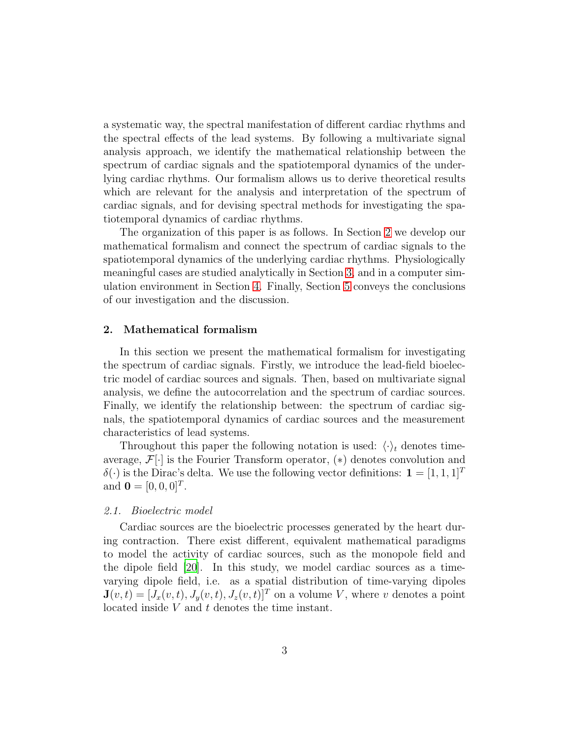a systematic way, the spectral manifestation of different cardiac rhythms and the spectral effects of the lead systems. By following a multivariate signal analysis approach, we identify the mathematical relationship between the spectrum of cardiac signals and the spatiotemporal dynamics of the underlying cardiac rhythms. Our formalism allows us to derive theoretical results which are relevant for the analysis and interpretation of the spectrum of cardiac signals, and for devising spectral methods for investigating the spatiotemporal dynamics of cardiac rhythms.

The organization of this paper is as follows. In Section 2 we develop our mathematical formalism and connect the spectrum of cardiac signals to the spatiotemporal dynamics of the underlying cardiac rhythms. Physiologically meaningful cases are studied analytically in Section 3, and in a computer simulation environment in Section 4. Finally, Section 5 conveys the conclusions of our investigation and the discussion.

## 2. Mathematical formalism

In this section we present the mathematical formalism for investigating the spectrum of cardiac signals. Firstly, we introduce the lead-field bioelectric model of cardiac sources and signals. Then, based on multivariate signal analysis, we define the autocorrelation and the spectrum of cardiac sources. Finally, we identify the relationship between: the spectrum of cardiac signals, the spatiotemporal dynamics of cardiac sources and the measurement characteristics of lead systems.

Throughout this paper the following notation is used: $\langle \cdot \rangle_t$ denotes time-average, $\mathcal{F}[\cdot]$ is the Fourier Transform operator, $(*)$ denotes convolution and $\delta(\cdot)$ is the Dirac's delta. We use the following vector definitions: $\mathbf{1} = [1, 1, 1]^T$ and $\mathbf{0} = [0, 0, 0]^T$.

### 2.1. Bioelectric model

Cardiac sources are the bioelectric processes generated by the heart during contraction. There exist different, equivalent mathematical paradigms to model the activity of cardiac sources, such as the monopole field and the dipole field [20]. In this study, we model cardiac sources as a time-varying dipole field, i.e. as a spatial distribution of time-varying dipoles $\mathbf{J}(v, t) = [J_x(v, t), J_y(v, t), J_z(v, t)]^T$ on a volume $V$, where $v$ denotes a point located inside $V$ and $t$ denotes the time instant.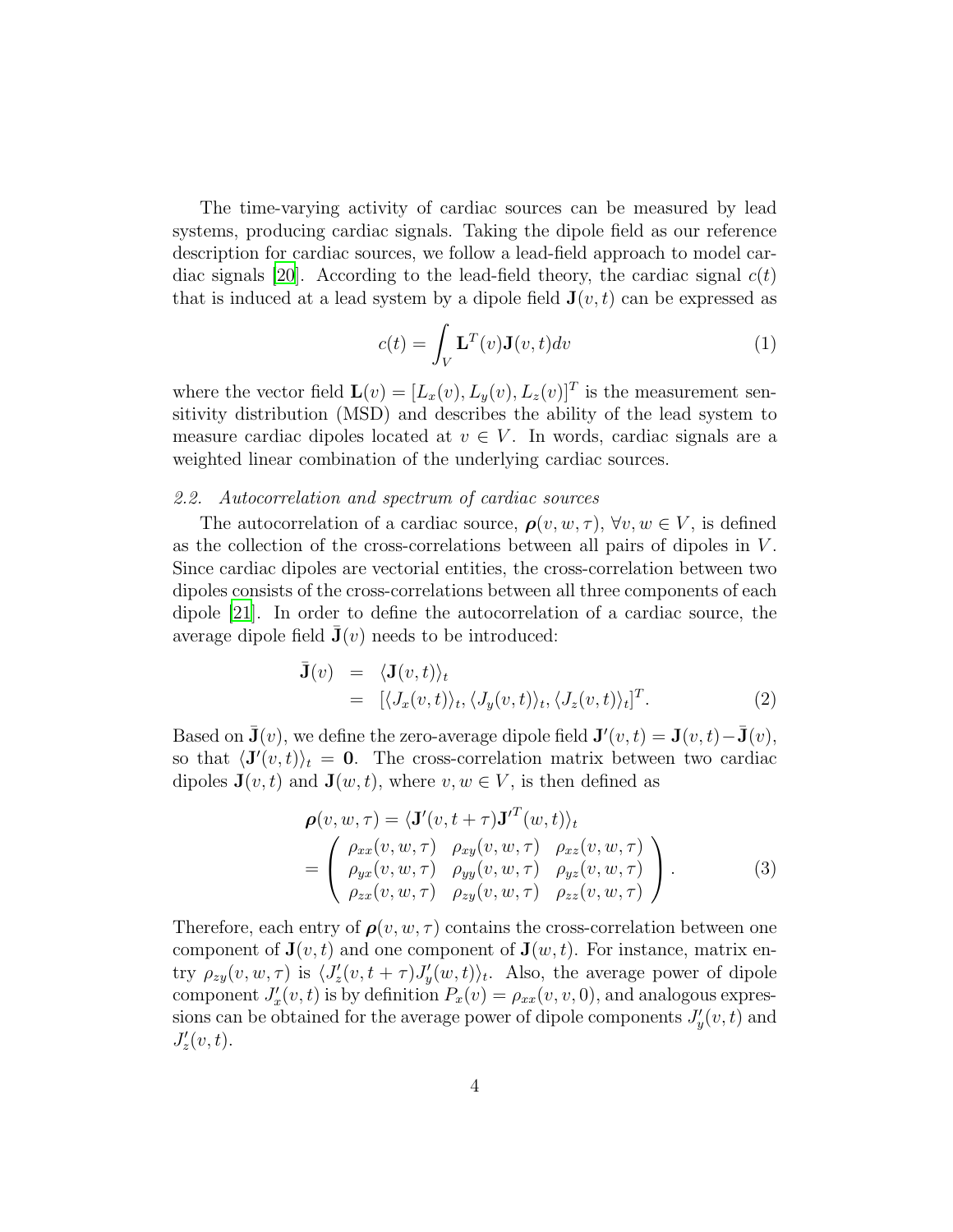The time-varying activity of cardiac sources can be measured by lead systems, producing cardiac signals. Taking the dipole field as our reference description for cardiac sources, we follow a lead-field approach to model cardiac signals [20]. According to the lead-field theory, the cardiac signal $c(t)$ that is induced at a lead system by a dipole field $\mathbf{J}(v,t)$ can be expressed as

$$c(t) = \int_V \mathbf{L}^T(v)\mathbf{J}(v,t)dv \tag{1}$$

where the vector field $\mathbf{L}(v) = [L_x(v), L_y(v), L_z(v)]^T$ is the measurement sensitivity distribution (MSD) and describes the ability of the lead system to measure cardiac dipoles located at $v \in V$. In words, cardiac signals are a weighted linear combination of the underlying cardiac sources.

### *2.2. Autocorrelation and spectrum of cardiac sources*

The autocorrelation of a cardiac source, $\boldsymbol{\rho}(v,w,\tau)$, $\forall v,w \in V$, is defined as the collection of the cross-correlations between all pairs of dipoles in $V$. Since cardiac dipoles are vectorial entities, the cross-correlation between two dipoles consists of the cross-correlations between all three components of each dipole [21]. In order to define the autocorrelation of a cardiac source, the average dipole field $\bar{\mathbf{J}}(v)$ needs to be introduced:

$$\begin{aligned} \bar{\mathbf{J}}(v) &= \langle \mathbf{J}(v,t)\rangle_t \\ &= [\langle J_x(v,t)\rangle_t, \langle J_y(v,t)\rangle_t, \langle J_z(v,t)\rangle_t]^T. \end{aligned} \tag{2}$$

Based on $\bar{\mathbf{J}}(v)$, we define the zero-average dipole field $\mathbf{J}'(v,t) = \mathbf{J}(v,t) - \bar{\mathbf{J}}(v)$, so that $\langle \mathbf{J}'(v,t)\rangle_t = \mathbf{0}$. The cross-correlation matrix between two cardiac dipoles $\mathbf{J}(v,t)$ and $\mathbf{J}(w,t)$, where $v,w \in V$, is then defined as

$$\begin{aligned} &\boldsymbol{\rho}(v,w,\tau) = \langle \mathbf{J}'(v,t+\tau)\mathbf{J}'^T(w,t)\rangle_t \\ &= \begin{pmatrix} \rho_{xx}(v,w,\tau) & \rho_{xy}(v,w,\tau) & \rho_{xz}(v,w,\tau) \\ \rho_{yx}(v,w,\tau) & \rho_{yy}(v,w,\tau) & \rho_{yz}(v,w,\tau) \\ \rho_{zx}(v,w,\tau) & \rho_{zy}(v,w,\tau) & \rho_{zz}(v,w,\tau) \end{pmatrix}. \end{aligned} \tag{3}$$

Therefore, each entry of $\boldsymbol{\rho}(v,w,\tau)$ contains the cross-correlation between one component of $\mathbf{J}(v,t)$ and one component of $\mathbf{J}(w,t)$. For instance, matrix entry $\rho_{zy}(v,w,\tau)$ is $\langle J_z'(v,t+\tau)J_y'(w,t)\rangle_t$. Also, the average power of dipole component $J_x'(v,t)$ is by definition $P_x(v) = \rho_{xx}(v,v,0)$, and analogous expressions can be obtained for the average power of dipole components $J_y'(v,t)$ and $J_z'(v,t)$.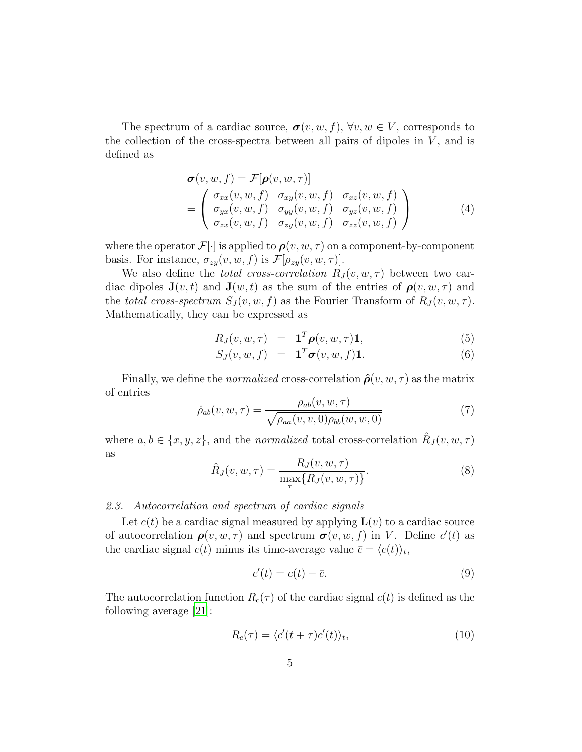The spectrum of a cardiac source, $\boldsymbol{\sigma}(v, w, f)$, $\forall v, w \in V$, corresponds to the collection of the cross-spectra between all pairs of dipoles in $V$, and is defined as

$$\boldsymbol{\sigma}(v, w, f) = \mathcal{F}[\boldsymbol{\rho}(v, w, \tau)] = \begin{pmatrix} \sigma_{xx}(v, w, f) & \sigma_{xy}(v, w, f) & \sigma_{xz}(v, w, f) \\ \sigma_{yx}(v, w, f) & \sigma_{yy}(v, w, f) & \sigma_{yz}(v, w, f) \\ \sigma_{zx}(v, w, f) & \sigma_{zy}(v, w, f) & \sigma_{zz}(v, w, f) \end{pmatrix} \tag{4}$$

where the operator $\mathcal{F}[\cdot]$ is applied to $\boldsymbol{\rho}(v, w, \tau)$ on a component-by-component basis. For instance, $\sigma_{zy}(v, w, f)$ is $\mathcal{F}[\rho_{zy}(v, w, \tau)]$.

We also define the *total cross-correlation* $R_J(v, w, \tau)$ between two cardiac dipoles $\mathbf{J}(v, t)$ and $\mathbf{J}(w, t)$ as the sum of the entries of $\boldsymbol{\rho}(v, w, \tau)$ and the *total cross-spectrum* $S_J(v, w, f)$ as the Fourier Transform of $R_J(v, w, \tau)$. Mathematically, they can be expressed as

$$R_J(v, w, \tau) = \mathbf{1}^T \boldsymbol{\rho}(v, w, \tau) \mathbf{1}, \tag{5}$$

$$S_J(v, w, f) = \mathbf{1}^T \boldsymbol{\sigma}(v, w, f) \mathbf{1}. \tag{6}$$

Finally, we define the *normalized* cross-correlation $\hat{\boldsymbol{\rho}}(v, w, \tau)$ as the matrix of entries

$$\hat{\rho}_{ab}(v, w, \tau) = \frac{\rho_{ab}(v, w, \tau)}{\sqrt{\rho_{aa}(v, v, 0)\rho_{bb}(w, w, 0)}} \tag{7}$$

where $a, b \in \{x, y, z\}$, and the *normalized* total cross-correlation $\hat{R}_J(v, w, \tau)$ as

$$\hat{R}_J(v, w, \tau) = \frac{R_J(v, w, \tau)}{\max\limits_{\tau}\{R_J(v, w, \tau)\}}. \tag{8}$$

### *2.3. Autocorrelation and spectrum of cardiac signals*

Let $c(t)$ be a cardiac signal measured by applying $\mathbf{L}(v)$ to a cardiac source of autocorrelation $\boldsymbol{\rho}(v, w, \tau)$ and spectrum $\boldsymbol{\sigma}(v, w, f)$ in $V$. Define $c'(t)$ as the cardiac signal $c(t)$ minus its time-average value $\bar{c} = \langle c(t) \rangle_t$,

$$c'(t) = c(t) - \bar{c}. \tag{9}$$

The autocorrelation function $R_c(\tau)$ of the cardiac signal $c(t)$ is defined as the following average [21]:

$$R_c(\tau) = \langle c'(t + \tau) c'(t) \rangle_t, \tag{10}$$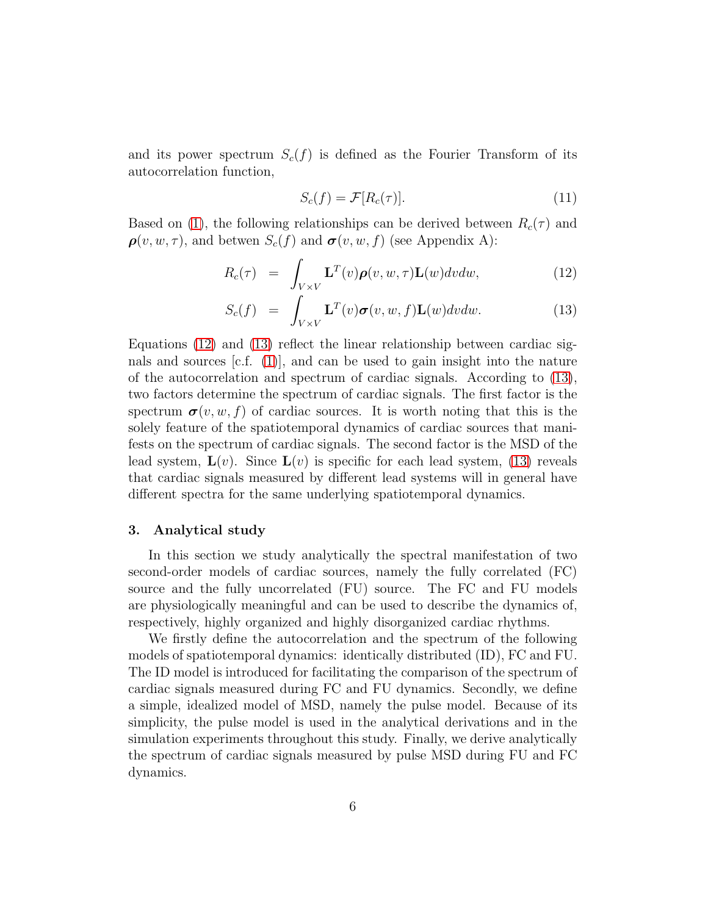and its power spectrum $S_c(f)$ is defined as the Fourier Transform of its autocorrelation function,

$$S_c(f) = \mathcal{F}[R_c(\tau)]. \tag{11}$$

Based on (1), the following relationships can be derived between $R_c(\tau)$ and $\boldsymbol{\rho}(v, w, \tau)$, and betwen $S_c(f)$ and $\boldsymbol{\sigma}(v, w, f)$ (see Appendix A):

$$R_c(\tau) = \int_{V \times V} \mathbf{L}^T(v)\boldsymbol{\rho}(v, w, \tau)\mathbf{L}(w)dvdw, \tag{12}$$

$$S_c(f) = \int_{V \times V} \mathbf{L}^T(v)\boldsymbol{\sigma}(v, w, f)\mathbf{L}(w)dvdw. \tag{13}$$

Equations (12) and (13) reflect the linear relationship between cardiac signals and sources [c.f. (1)], and can be used to gain insight into the nature of the autocorrelation and spectrum of cardiac signals. According to (13), two factors determine the spectrum of cardiac signals. The first factor is the spectrum $\boldsymbol{\sigma}(v, w, f)$ of cardiac sources. It is worth noting that this is the solely feature of the spatiotemporal dynamics of cardiac sources that manifests on the spectrum of cardiac signals. The second factor is the MSD of the lead system, $\mathbf{L}(v)$. Since $\mathbf{L}(v)$ is specific for each lead system, (13) reveals that cardiac signals measured by different lead systems will in general have different spectra for the same underlying spatiotemporal dynamics.

## 3. Analytical study

In this section we study analytically the spectral manifestation of two second-order models of cardiac sources, namely the fully correlated (FC) source and the fully uncorrelated (FU) source. The FC and FU models are physiologically meaningful and can be used to describe the dynamics of, respectively, highly organized and highly disorganized cardiac rhythms.

We firstly define the autocorrelation and the spectrum of the following models of spatiotemporal dynamics: identically distributed (ID), FC and FU. The ID model is introduced for facilitating the comparison of the spectrum of cardiac signals measured during FC and FU dynamics. Secondly, we define a simple, idealized model of MSD, namely the pulse model. Because of its simplicity, the pulse model is used in the analytical derivations and in the simulation experiments throughout this study. Finally, we derive analytically the spectrum of cardiac signals measured by pulse MSD during FU and FC dynamics.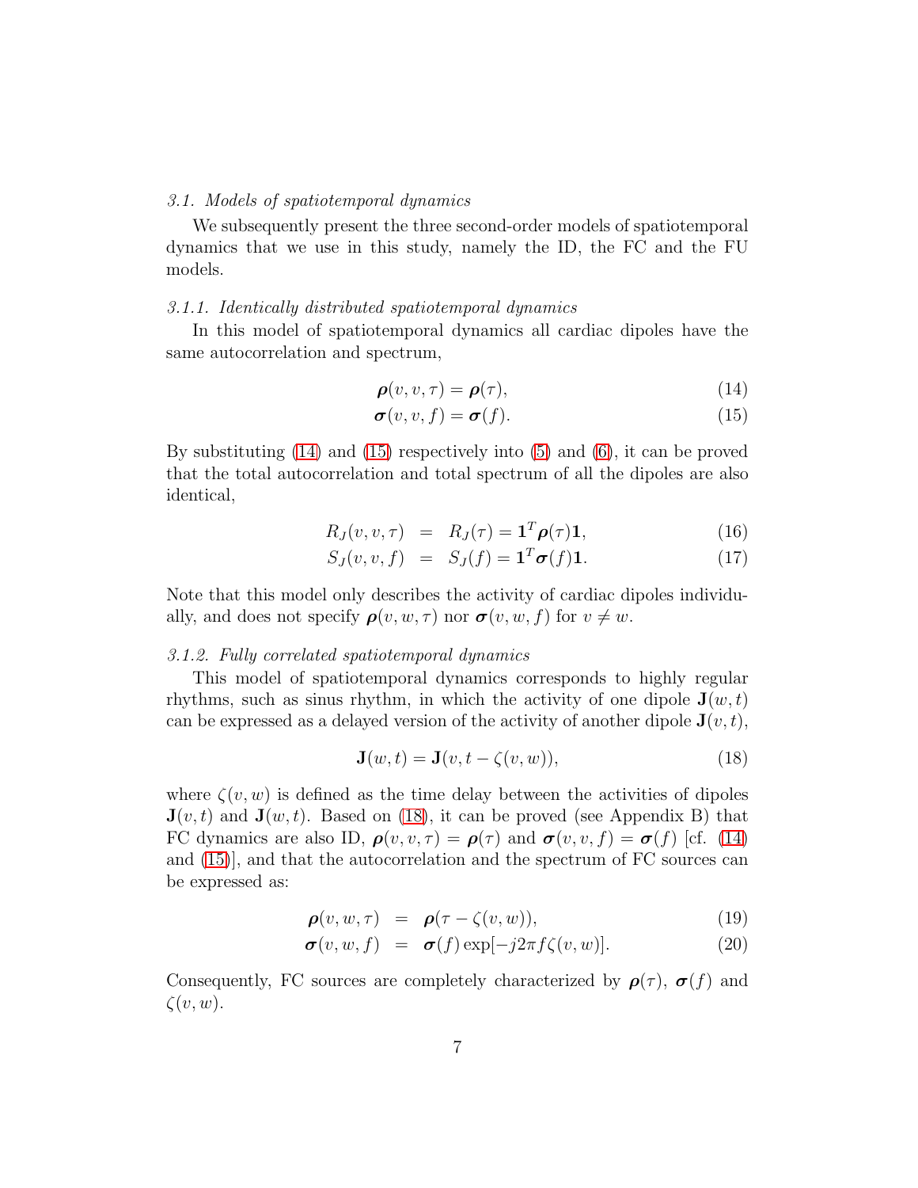### 3.1. Models of spatiotemporal dynamics

We subsequently present the three second-order models of spatiotemporal dynamics that we use in this study, namely the ID, the FC and the FU models.

#### 3.1.1. Identically distributed spatiotemporal dynamics

In this model of spatiotemporal dynamics all cardiac dipoles have the same autocorrelation and spectrum,

$$\boldsymbol{\rho}(v, v, \tau) = \boldsymbol{\rho}(\tau), \tag{14}$$

$$\boldsymbol{\sigma}(v, v, f) = \boldsymbol{\sigma}(f). \tag{15}$$

By substituting (14) and (15) respectively into (5) and (6), it can be proved that the total autocorrelation and total spectrum of all the dipoles are also identical,

$$R_J(v, v, \tau) = R_J(\tau) = \mathbf{1}^T \boldsymbol{\rho}(\tau) \mathbf{1}, \tag{16}$$

$$S_J(v, v, f) = S_J(f) = \mathbf{1}^T \boldsymbol{\sigma}(f) \mathbf{1}. \tag{17}$$

Note that this model only describes the activity of cardiac dipoles individually, and does not specify $\boldsymbol{\rho}(v, w, \tau)$ nor $\boldsymbol{\sigma}(v, w, f)$ for $v \neq w$.

#### 3.1.2. Fully correlated spatiotemporal dynamics

This model of spatiotemporal dynamics corresponds to highly regular rhythms, such as sinus rhythm, in which the activity of one dipole $\mathbf{J}(w, t)$ can be expressed as a delayed version of the activity of another dipole $\mathbf{J}(v, t)$,

$$\mathbf{J}(w, t) = \mathbf{J}(v, t - \zeta(v, w)), \tag{18}$$

where $\zeta(v, w)$ is defined as the time delay between the activities of dipoles $\mathbf{J}(v, t)$ and $\mathbf{J}(w, t)$. Based on (18), it can be proved (see Appendix B) that FC dynamics are also ID, $\boldsymbol{\rho}(v, v, \tau) = \boldsymbol{\rho}(\tau)$ and $\boldsymbol{\sigma}(v, v, f) = \boldsymbol{\sigma}(f)$ [cf. (14) and (15)], and that the autocorrelation and the spectrum of FC sources can be expressed as:

$$\boldsymbol{\rho}(v, w, \tau) = \boldsymbol{\rho}(\tau - \zeta(v, w)), \tag{19}$$

$$\boldsymbol{\sigma}(v, w, f) = \boldsymbol{\sigma}(f) \exp[-j2\pi f \zeta(v, w)]. \tag{20}$$

Consequently, FC sources are completely characterized by $\boldsymbol{\rho}(\tau)$, $\boldsymbol{\sigma}(f)$ and $\zeta(v, w)$.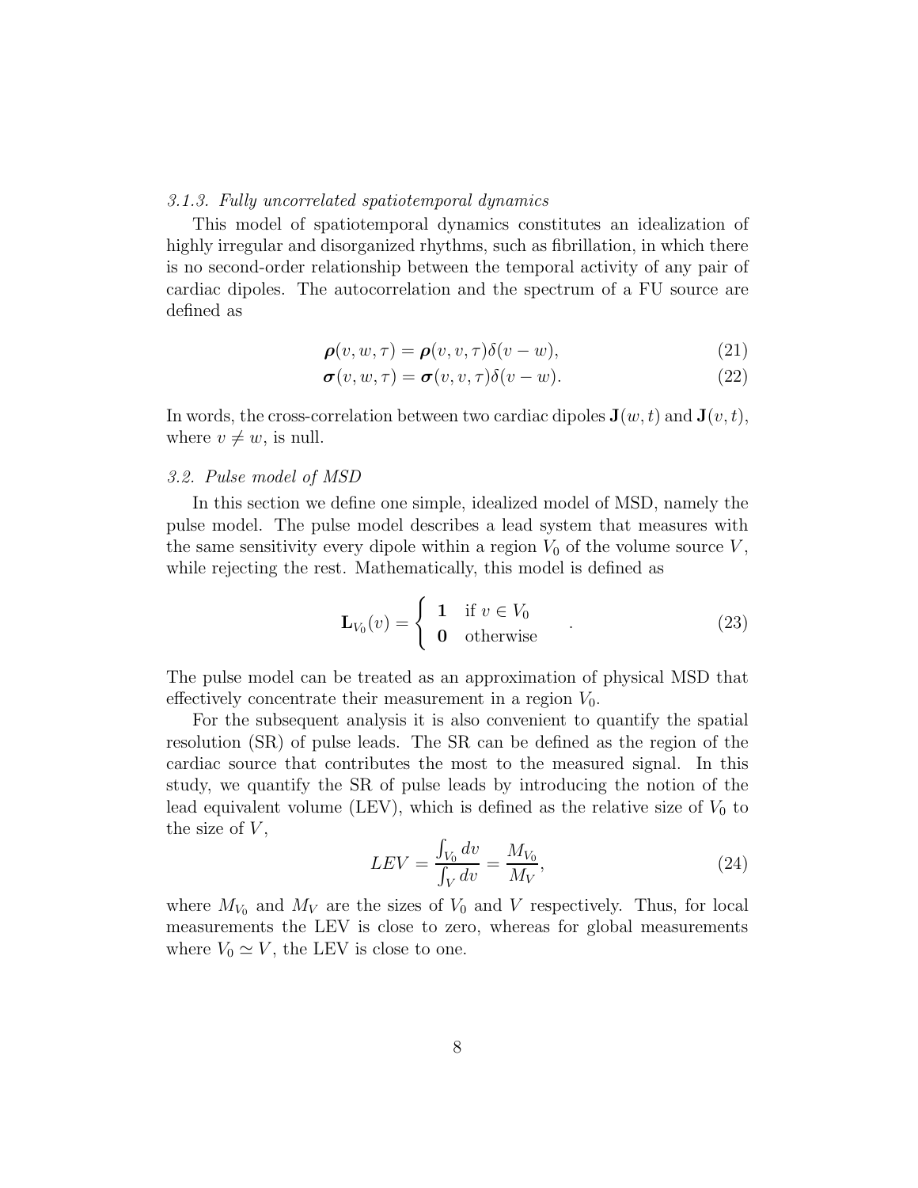### 3.1.3. Fully uncorrelated spatiotemporal dynamics

This model of spatiotemporal dynamics constitutes an idealization of highly irregular and disorganized rhythms, such as fibrillation, in which there is no second-order relationship between the temporal activity of any pair of cardiac dipoles. The autocorrelation and the spectrum of a FU source are defined as

$$\boldsymbol{\rho}(v, w, \tau) = \boldsymbol{\rho}(v, v, \tau)\delta(v - w), \tag{21}$$

$$\boldsymbol{\sigma}(v, w, \tau) = \boldsymbol{\sigma}(v, v, \tau)\delta(v - w). \tag{22}$$

In words, the cross-correlation between two cardiac dipoles $\mathbf{J}(w, t)$ and $\mathbf{J}(v, t)$, where $v \neq w$, is null.

## 3.2. Pulse model of MSD

In this section we define one simple, idealized model of MSD, namely the pulse model. The pulse model describes a lead system that measures with the same sensitivity every dipole within a region $V_0$ of the volume source $V$, while rejecting the rest. Mathematically, this model is defined as

$$\mathbf{L}_{V_0}(v) = \begin{cases} \mathbf{1} & \text{if } v \in V_0 \\ \mathbf{0} & \text{otherwise} \end{cases} . \tag{23}$$

The pulse model can be treated as an approximation of physical MSD that effectively concentrate their measurement in a region $V_0$.

For the subsequent analysis it is also convenient to quantify the spatial resolution (SR) of pulse leads. The SR can be defined as the region of the cardiac source that contributes the most to the measured signal. In this study, we quantify the SR of pulse leads by introducing the notion of the lead equivalent volume (LEV), which is defined as the relative size of $V_0$ to the size of $V$,

$$LEV = \frac{\int_{V_0} dv}{\int_{V} dv} = \frac{M_{V_0}}{M_V}, \tag{24}$$

where $M_{V_0}$ and $M_V$ are the sizes of $V_0$ and $V$ respectively. Thus, for local measurements the LEV is close to zero, whereas for global measurements where $V_0 \simeq V$, the LEV is close to one.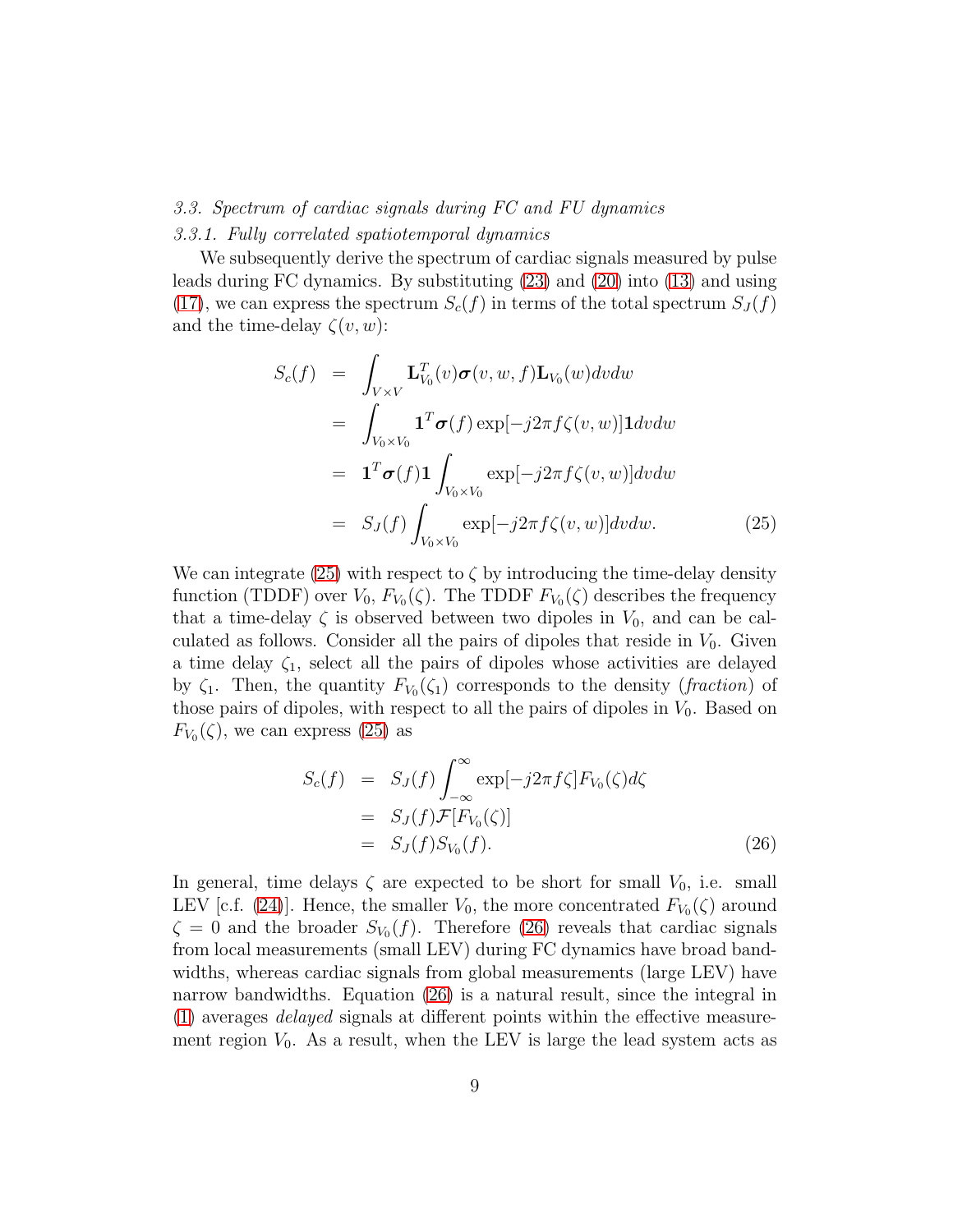### 3.3. Spectrum of cardiac signals during FC and FU dynamics

#### 3.3.1. Fully correlated spatiotemporal dynamics

We subsequently derive the spectrum of cardiac signals measured by pulse leads during FC dynamics. By substituting (23) and (20) into (13) and using (17), we can express the spectrum $S_c(f)$ in terms of the total spectrum $S_J(f)$ and the time-delay $\zeta(v, w)$:

$$
\begin{aligned}
S_c(f) &= \int_{V \times V} \mathbf{L}_{V_0}^T(v) \boldsymbol{\sigma}(v, w, f) \mathbf{L}_{V_0}(w) dv dw \\
&= \int_{V_0 \times V_0} \mathbf{1}^T \boldsymbol{\sigma}(f) \exp[-j2\pi f \zeta(v, w)] \mathbf{1} dv dw \\
&= \mathbf{1}^T \boldsymbol{\sigma}(f) \mathbf{1} \int_{V_0 \times V_0} \exp[-j2\pi f \zeta(v, w)] dv dw \\
&= S_J(f) \int_{V_0 \times V_0} \exp[-j2\pi f \zeta(v, w)] dv dw. \qquad (25)
\end{aligned}
$$

We can integrate (25) with respect to $\zeta$ by introducing the time-delay density function (TDDF) over $V_0$, $F_{V_0}(\zeta)$. The TDDF $F_{V_0}(\zeta)$ describes the frequency that a time-delay $\zeta$ is observed between two dipoles in $V_0$, and can be calculated as follows. Consider all the pairs of dipoles that reside in $V_0$. Given a time delay $\zeta_1$, select all the pairs of dipoles whose activities are delayed by $\zeta_1$. Then, the quantity $F_{V_0}(\zeta_1)$ corresponds to the density (*fraction*) of those pairs of dipoles, with respect to all the pairs of dipoles in $V_0$. Based on $F_{V_0}(\zeta)$, we can express (25) as

$$
\begin{aligned}
S_c(f) &= S_J(f) \int_{-\infty}^{\infty} \exp[-j2\pi f \zeta] F_{V_0}(\zeta) d\zeta \\
&= S_J(f) \mathcal{F}[F_{V_0}(\zeta)] \\
&= S_J(f) S_{V_0}(f). \qquad (26)
\end{aligned}
$$

In general, time delays $\zeta$ are expected to be short for small $V_0$, i.e. small LEV [c.f. (24)]. Hence, the smaller $V_0$, the more concentrated $F_{V_0}(\zeta)$ around $\zeta = 0$ and the broader $S_{V_0}(f)$. Therefore (26) reveals that cardiac signals from local measurements (small LEV) during FC dynamics have broad bandwidths, whereas cardiac signals from global measurements (large LEV) have narrow bandwidths. Equation (26) is a natural result, since the integral in (1) averages *delayed* signals at different points within the effective measurement region $V_0$. As a result, when the LEV is large the lead system acts as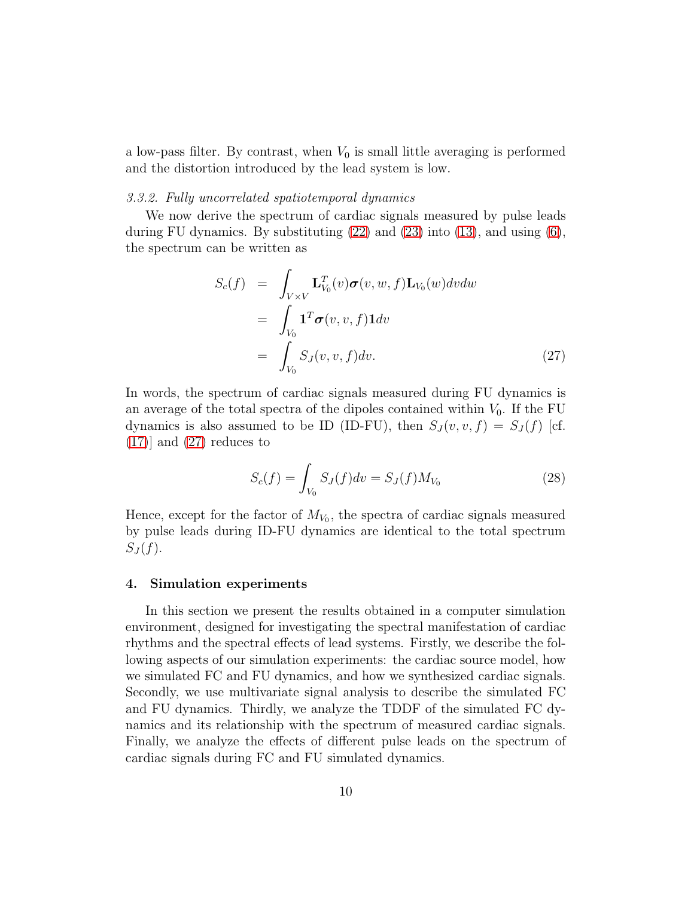a low-pass filter. By contrast, when $V_0$ is small little averaging is performed and the distortion introduced by the lead system is low.

### *3.3.2. Fully uncorrelated spatiotemporal dynamics*

We now derive the spectrum of cardiac signals measured by pulse leads during FU dynamics. By substituting (22) and (23) into (13), and using (6), the spectrum can be written as

$$
\begin{aligned}
S_c(f) &= \int_{V\times V} \mathbf{L}_{V_0}^T(v)\boldsymbol{\sigma}(v,w,f)\mathbf{L}_{V_0}(w)dvdw \\
&= \int_{V_0} \mathbf{1}^T\boldsymbol{\sigma}(v,v,f)\mathbf{1}dv \\
&= \int_{V_0} S_J(v,v,f)dv. \qquad (27)
\end{aligned}
$$

In words, the spectrum of cardiac signals measured during FU dynamics is an average of the total spectra of the dipoles contained within $V_0$. If the FU dynamics is also assumed to be ID (ID-FU), then $S_J(v,v,f) = S_J(f)$ [cf. (17)] and (27) reduces to

$$
S_c(f) = \int_{V_0} S_J(f)dv = S_J(f)M_{V_0} \qquad (28)
$$

Hence, except for the factor of $M_{V_0}$, the spectra of cardiac signals measured by pulse leads during ID-FU dynamics are identical to the total spectrum $S_J(f)$.

## 4. Simulation experiments

In this section we present the results obtained in a computer simulation environment, designed for investigating the spectral manifestation of cardiac rhythms and the spectral effects of lead systems. Firstly, we describe the following aspects of our simulation experiments: the cardiac source model, how we simulated FC and FU dynamics, and how we synthesized cardiac signals. Secondly, we use multivariate signal analysis to describe the simulated FC and FU dynamics. Thirdly, we analyze the TDDF of the simulated FC dynamics and its relationship with the spectrum of measured cardiac signals. Finally, we analyze the effects of different pulse leads on the spectrum of cardiac signals during FC and FU simulated dynamics.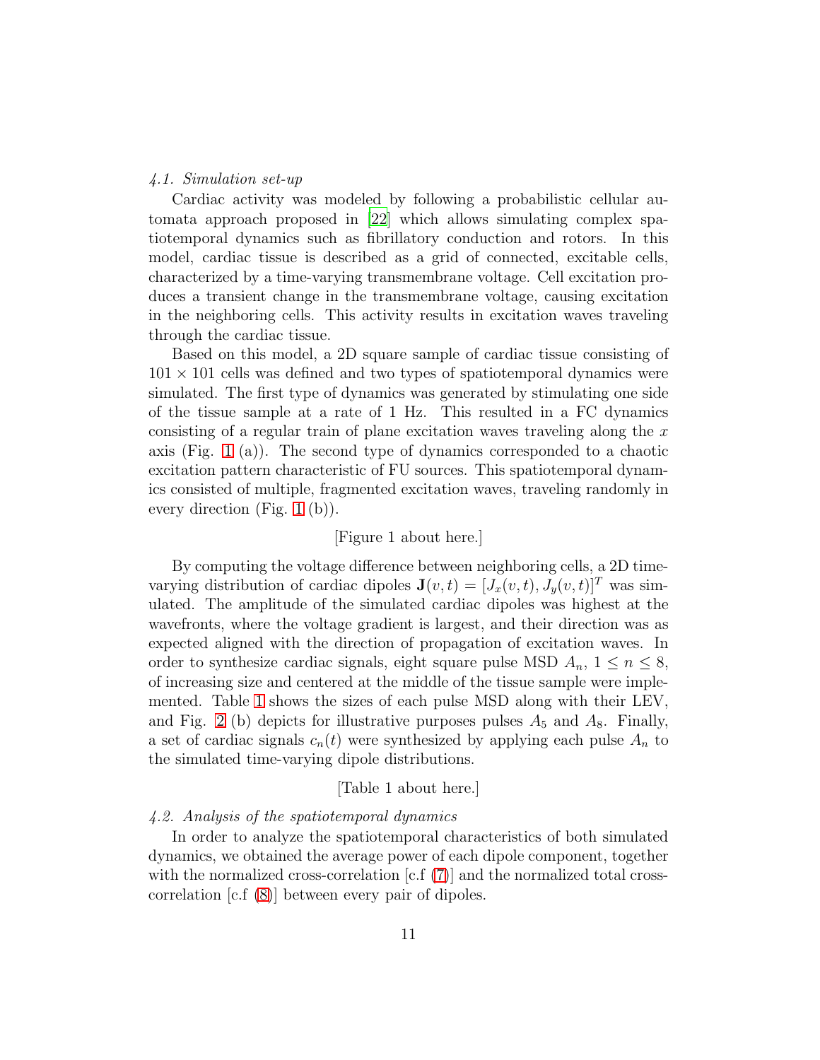### 4.1. Simulation set-up

Cardiac activity was modeled by following a probabilistic cellular automata approach proposed in [22] which allows simulating complex spatiotemporal dynamics such as fibrillatory conduction and rotors. In this model, cardiac tissue is described as a grid of connected, excitable cells, characterized by a time-varying transmembrane voltage. Cell excitation produces a transient change in the transmembrane voltage, causing excitation in the neighboring cells. This activity results in excitation waves traveling through the cardiac tissue.

Based on this model, a 2D square sample of cardiac tissue consisting of $101 \times 101$ cells was defined and two types of spatiotemporal dynamics were simulated. The first type of dynamics was generated by stimulating one side of the tissue sample at a rate of 1 Hz. This resulted in a FC dynamics consisting of a regular train of plane excitation waves traveling along the $x$ axis (Fig. 1 (a)). The second type of dynamics corresponded to a chaotic excitation pattern characteristic of FU sources. This spatiotemporal dynamics consisted of multiple, fragmented excitation waves, traveling randomly in every direction (Fig. 1 (b)).

[Figure 1 about here.]

By computing the voltage difference between neighboring cells, a 2D time-varying distribution of cardiac dipoles $\mathbf{J}(v,t) = [J_x(v,t), J_y(v,t)]^T$ was simulated. The amplitude of the simulated cardiac dipoles was highest at the wavefronts, where the voltage gradient is largest, and their direction was as expected aligned with the direction of propagation of excitation waves. In order to synthesize cardiac signals, eight square pulse MSD $A_n$, $1 \leq n \leq 8$, of increasing size and centered at the middle of the tissue sample were implemented. Table 1 shows the sizes of each pulse MSD along with their LEV, and Fig. 2 (b) depicts for illustrative purposes pulses $A_5$ and $A_8$. Finally, a set of cardiac signals $c_n(t)$ were synthesized by applying each pulse $A_n$ to the simulated time-varying dipole distributions.

[Table 1 about here.]

### 4.2. Analysis of the spatiotemporal dynamics

In order to analyze the spatiotemporal characteristics of both simulated dynamics, we obtained the average power of each dipole component, together with the normalized cross-correlation [c.f (7)] and the normalized total cross-correlation [c.f (8)] between every pair of dipoles.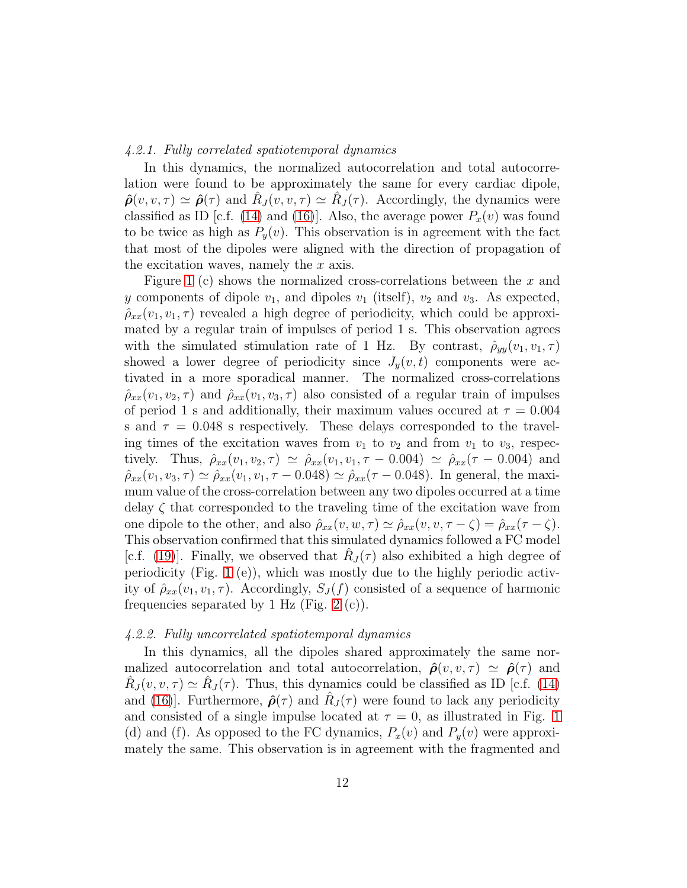#### 4.2.1. Fully correlated spatiotemporal dynamics

In this dynamics, the normalized autocorrelation and total autocorrelation were found to be approximately the same for every cardiac dipole, $\hat{\boldsymbol{\rho}}(v, v, \tau) \simeq \hat{\boldsymbol{\rho}}(\tau)$ and $\hat{R}_J(v, v, \tau) \simeq \hat{R}_J(\tau)$. Accordingly, the dynamics were classified as ID [c.f. (14) and (16)]. Also, the average power $P_x(v)$ was found to be twice as high as $P_y(v)$. This observation is in agreement with the fact that most of the dipoles were aligned with the direction of propagation of the excitation waves, namely the $x$ axis.

Figure 1 (c) shows the normalized cross-correlations between the $x$ and $y$ components of dipole $v_1$, and dipoles $v_1$ (itself), $v_2$ and $v_3$. As expected, $\hat{\rho}_{xx}(v_1, v_1, \tau)$ revealed a high degree of periodicity, which could be approximated by a regular train of impulses of period 1 s. This observation agrees with the simulated stimulation rate of 1 Hz. By contrast, $\hat{\rho}_{yy}(v_1, v_1, \tau)$ showed a lower degree of periodicity since $J_y(v, t)$ components were activated in a more sporadical manner. The normalized cross-correlations $\hat{\rho}_{xx}(v_1, v_2, \tau)$ and $\hat{\rho}_{xx}(v_1, v_3, \tau)$ also consisted of a regular train of impulses of period 1 s and additionally, their maximum values occured at $\tau = 0.004$ s and $\tau = 0.048$ s respectively. These delays corresponded to the traveling times of the excitation waves from $v_1$ to $v_2$ and from $v_1$ to $v_3$, respectively. Thus, $\hat{\rho}_{xx}(v_1, v_2, \tau) \simeq \hat{\rho}_{xx}(v_1, v_1, \tau - 0.004) \simeq \hat{\rho}_{xx}(\tau - 0.004)$ and $\hat{\rho}_{xx}(v_1, v_3, \tau) \simeq \hat{\rho}_{xx}(v_1, v_1, \tau - 0.048) \simeq \hat{\rho}_{xx}(\tau - 0.048)$. In general, the maximum value of the cross-correlation between any two dipoles occurred at a time delay $\zeta$ that corresponded to the traveling time of the excitation wave from one dipole to the other, and also $\hat{\rho}_{xx}(v, w, \tau) \simeq \hat{\rho}_{xx}(v, v, \tau - \zeta) = \hat{\rho}_{xx}(\tau - \zeta)$. This observation confirmed that this simulated dynamics followed a FC model [c.f. (19)]. Finally, we observed that $\hat{R}_J(\tau)$ also exhibited a high degree of periodicity (Fig. 1 (e)), which was mostly due to the highly periodic activity of $\hat{\rho}_{xx}(v_1, v_1, \tau)$. Accordingly, $S_J(f)$ consisted of a sequence of harmonic frequencies separated by 1 Hz (Fig. 2 (c)).

#### 4.2.2. Fully uncorrelated spatiotemporal dynamics

In this dynamics, all the dipoles shared approximately the same normalized autocorrelation and total autocorrelation, $\hat{\boldsymbol{\rho}}(v, v, \tau) \simeq \hat{\boldsymbol{\rho}}(\tau)$ and $\hat{R}_J(v, v, \tau) \simeq \hat{R}_J(\tau)$. Thus, this dynamics could be classified as ID [c.f. (14) and (16)]. Furthermore, $\hat{\boldsymbol{\rho}}(\tau)$ and $\hat{R}_J(\tau)$ were found to lack any periodicity and consisted of a single impulse located at $\tau = 0$, as illustrated in Fig. 1 (d) and (f). As opposed to the FC dynamics, $P_x(v)$ and $P_y(v)$ were approximately the same. This observation is in agreement with the fragmented and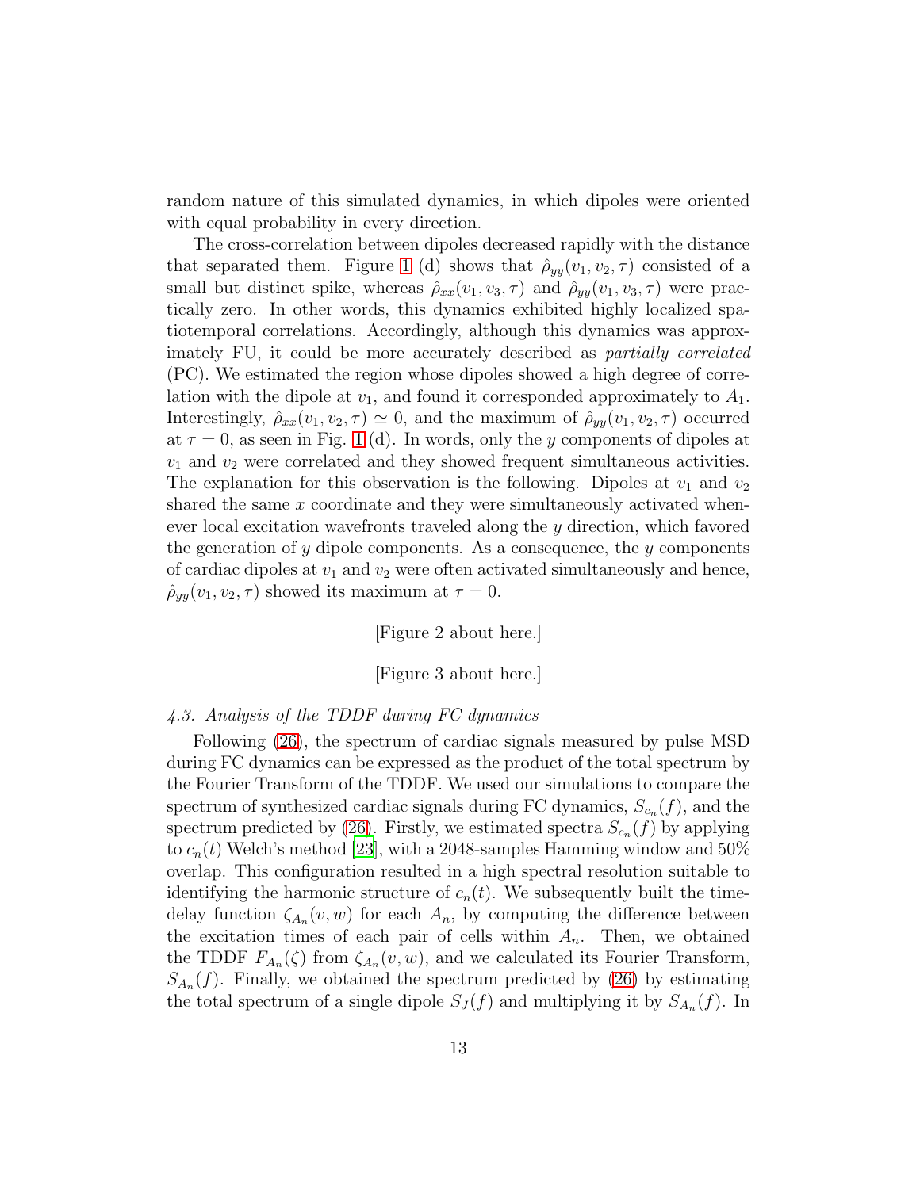random nature of this simulated dynamics, in which dipoles were oriented with equal probability in every direction.

The cross-correlation between dipoles decreased rapidly with the distance that separated them. Figure 1 (d) shows that $\hat{\rho}_{yy}(v_1, v_2, \tau)$ consisted of a small but distinct spike, whereas $\hat{\rho}_{xx}(v_1, v_3, \tau)$ and $\hat{\rho}_{yy}(v_1, v_3, \tau)$ were practically zero. In other words, this dynamics exhibited highly localized spatiotemporal correlations. Accordingly, although this dynamics was approximately FU, it could be more accurately described as *partially correlated* (PC). We estimated the region whose dipoles showed a high degree of correlation with the dipole at $v_1$, and found it corresponded approximately to $A_1$. Interestingly, $\hat{\rho}_{xx}(v_1, v_2, \tau) \simeq 0$, and the maximum of $\hat{\rho}_{yy}(v_1, v_2, \tau)$ occurred at $\tau = 0$, as seen in Fig. 1 (d). In words, only the $y$ components of dipoles at $v_1$ and $v_2$ were correlated and they showed frequent simultaneous activities. The explanation for this observation is the following. Dipoles at $v_1$ and $v_2$ shared the same $x$ coordinate and they were simultaneously activated whenever local excitation wavefronts traveled along the $y$ direction, which favored the generation of $y$ dipole components. As a consequence, the $y$ components of cardiac dipoles at $v_1$ and $v_2$ were often activated simultaneously and hence, $\hat{\rho}_{yy}(v_1, v_2, \tau)$ showed its maximum at $\tau = 0$.

[Figure 2 about here.]

[Figure 3 about here.]

### *4.3. Analysis of the TDDF during FC dynamics*

Following (26), the spectrum of cardiac signals measured by pulse MSD during FC dynamics can be expressed as the product of the total spectrum by the Fourier Transform of the TDDF. We used our simulations to compare the spectrum of synthesized cardiac signals during FC dynamics, $S_{c_n}(f)$, and the spectrum predicted by (26). Firstly, we estimated spectra $S_{c_n}(f)$ by applying to $c_n(t)$ Welch's method [23], with a 2048-samples Hamming window and 50% overlap. This configuration resulted in a high spectral resolution suitable to identifying the harmonic structure of $c_n(t)$. We subsequently built the time-delay function $\zeta_{A_n}(v, w)$ for each $A_n$, by computing the difference between the excitation times of each pair of cells within $A_n$. Then, we obtained the TDDF $F_{A_n}(\zeta)$ from $\zeta_{A_n}(v, w)$, and we calculated its Fourier Transform, $S_{A_n}(f)$. Finally, we obtained the spectrum predicted by (26) by estimating the total spectrum of a single dipole $S_J(f)$ and multiplying it by $S_{A_n}(f)$. In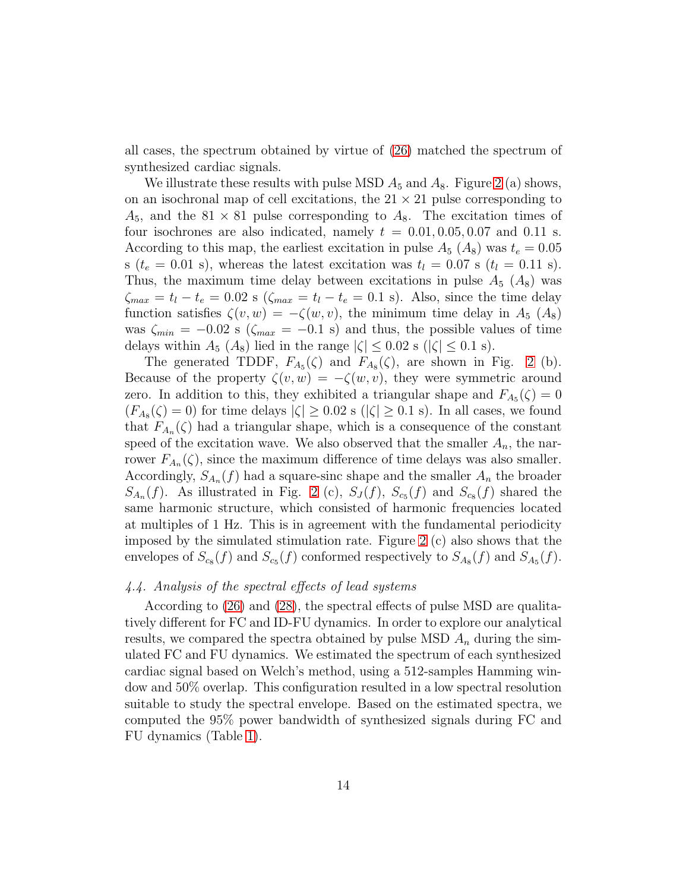all cases, the spectrum obtained by virtue of (26) matched the spectrum of synthesized cardiac signals.

We illustrate these results with pulse MSD $A_5$ and $A_8$. Figure 2 (a) shows, on an isochronal map of cell excitations, the $21 \times 21$ pulse corresponding to $A_5$, and the $81 \times 81$ pulse corresponding to $A_8$. The excitation times of four isochrones are also indicated, namely $t = 0.01, 0.05, 0.07$ and $0.11$ s. According to this map, the earliest excitation in pulse $A_5$ ($A_8$) was $t_e = 0.05$ s ($t_e = 0.01$ s), whereas the latest excitation was $t_l = 0.07$ s ($t_l = 0.11$ s). Thus, the maximum time delay between excitations in pulse $A_5$ ($A_8$) was $\zeta_{max} = t_l - t_e = 0.02$ s ($\zeta_{max} = t_l - t_e = 0.1$ s). Also, since the time delay function satisfies $\zeta(v, w) = -\zeta(w, v)$, the minimum time delay in $A_5$ ($A_8$) was $\zeta_{min} = -0.02$ s ($\zeta_{max} = -0.1$ s) and thus, the possible values of time delays within $A_5$ ($A_8$) lied in the range $|\zeta| \leq 0.02$ s ($|\zeta| \leq 0.1$ s).

The generated TDDF, $F_{A_5}(\zeta)$ and $F_{A_8}(\zeta)$, are shown in Fig. 2 (b). Because of the property $\zeta(v, w) = -\zeta(w, v)$, they were symmetric around zero. In addition to this, they exhibited a triangular shape and $F_{A_5}(\zeta) = 0$ ($F_{A_8}(\zeta) = 0$) for time delays $|\zeta| \geq 0.02$ s ($|\zeta| \geq 0.1$ s). In all cases, we found that $F_{A_n}(\zeta)$ had a triangular shape, which is a consequence of the constant speed of the excitation wave. We also observed that the smaller $A_n$, the narrower $F_{A_n}(\zeta)$, since the maximum difference of time delays was also smaller. Accordingly, $S_{A_n}(f)$ had a square-sinc shape and the smaller $A_n$ the broader $S_{A_n}(f)$. As illustrated in Fig. 2 (c), $S_J(f)$, $S_{c_5}(f)$ and $S_{c_8}(f)$ shared the same harmonic structure, which consisted of harmonic frequencies located at multiples of 1 Hz. This is in agreement with the fundamental periodicity imposed by the simulated stimulation rate. Figure 2 (c) also shows that the envelopes of $S_{c_8}(f)$ and $S_{c_5}(f)$ conformed respectively to $S_{A_8}(f)$ and $S_{A_5}(f)$.

### *4.4. Analysis of the spectral effects of lead systems*

According to (26) and (28), the spectral effects of pulse MSD are qualitatively different for FC and ID-FU dynamics. In order to explore our analytical results, we compared the spectra obtained by pulse MSD $A_n$ during the simulated FC and FU dynamics. We estimated the spectrum of each synthesized cardiac signal based on Welch's method, using a 512-samples Hamming window and 50% overlap. This configuration resulted in a low spectral resolution suitable to study the spectral envelope. Based on the estimated spectra, we computed the 95% power bandwidth of synthesized signals during FC and FU dynamics (Table 1).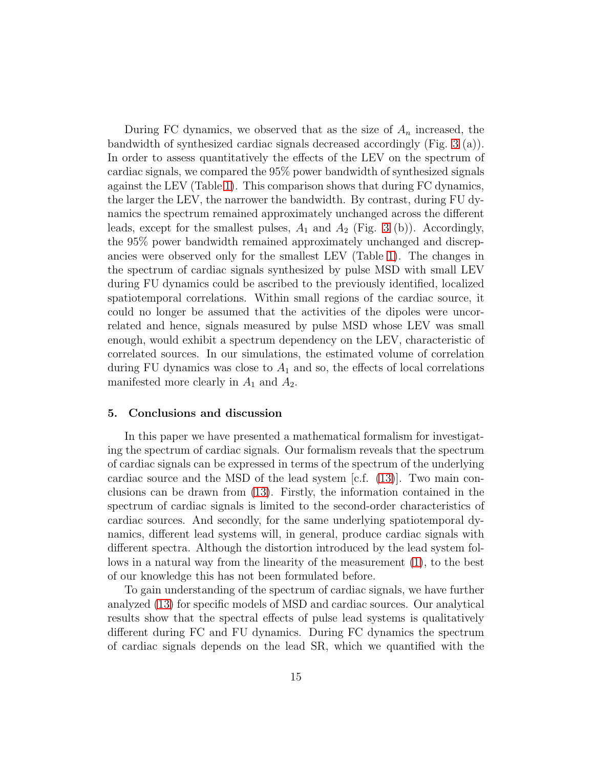During FC dynamics, we observed that as the size of $A_n$ increased, the bandwidth of synthesized cardiac signals decreased accordingly (Fig. 3 (a)). In order to assess quantitatively the effects of the LEV on the spectrum of cardiac signals, we compared the 95% power bandwidth of synthesized signals against the LEV (Table 1). This comparison shows that during FC dynamics, the larger the LEV, the narrower the bandwidth. By contrast, during FU dynamics the spectrum remained approximately unchanged across the different leads, except for the smallest pulses, $A_1$ and $A_2$ (Fig. 3 (b)). Accordingly, the 95% power bandwidth remained approximately unchanged and discrepancies were observed only for the smallest LEV (Table 1). The changes in the spectrum of cardiac signals synthesized by pulse MSD with small LEV during FU dynamics could be ascribed to the previously identified, localized spatiotemporal correlations. Within small regions of the cardiac source, it could no longer be assumed that the activities of the dipoles were uncorrelated and hence, signals measured by pulse MSD whose LEV was small enough, would exhibit a spectrum dependency on the LEV, characteristic of correlated sources. In our simulations, the estimated volume of correlation during FU dynamics was close to $A_1$ and so, the effects of local correlations manifested more clearly in $A_1$ and $A_2$.

## 5. Conclusions and discussion

In this paper we have presented a mathematical formalism for investigating the spectrum of cardiac signals. Our formalism reveals that the spectrum of cardiac signals can be expressed in terms of the spectrum of the underlying cardiac source and the MSD of the lead system [c.f. (13)]. Two main conclusions can be drawn from (13). Firstly, the information contained in the spectrum of cardiac signals is limited to the second-order characteristics of cardiac sources. And secondly, for the same underlying spatiotemporal dynamics, different lead systems will, in general, produce cardiac signals with different spectra. Although the distortion introduced by the lead system follows in a natural way from the linearity of the measurement (1), to the best of our knowledge this has not been formulated before.

To gain understanding of the spectrum of cardiac signals, we have further analyzed (13) for specific models of MSD and cardiac sources. Our analytical results show that the spectral effects of pulse lead systems is qualitatively different during FC and FU dynamics. During FC dynamics the spectrum of cardiac signals depends on the lead SR, which we quantified with the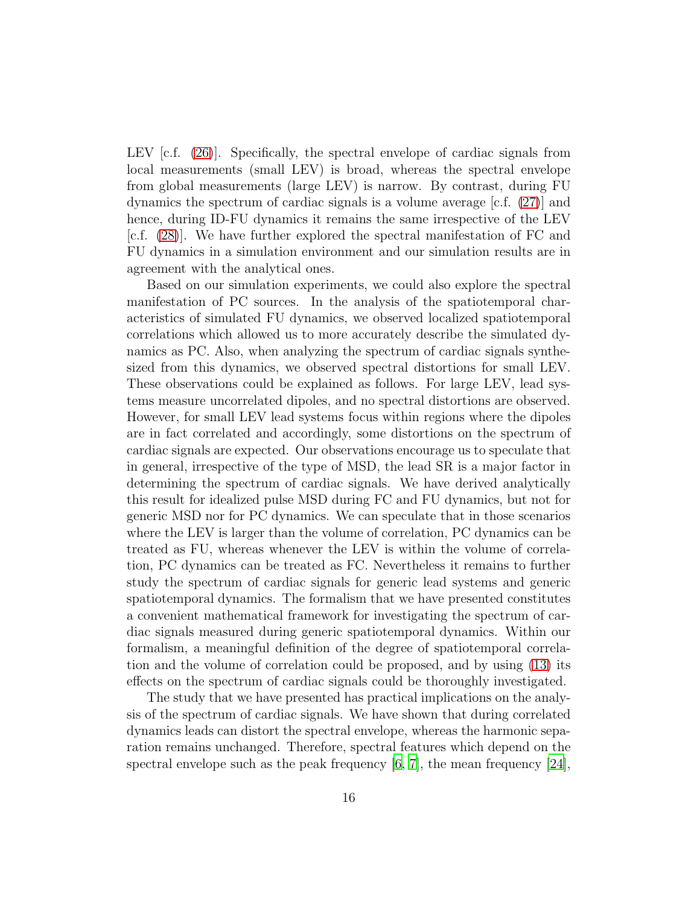LEV [c.f. (26)]. Specifically, the spectral envelope of cardiac signals from local measurements (small LEV) is broad, whereas the spectral envelope from global measurements (large LEV) is narrow. By contrast, during FU dynamics the spectrum of cardiac signals is a volume average [c.f. (27)] and hence, during ID-FU dynamics it remains the same irrespective of the LEV [c.f. (28)]. We have further explored the spectral manifestation of FC and FU dynamics in a simulation environment and our simulation results are in agreement with the analytical ones.

Based on our simulation experiments, we could also explore the spectral manifestation of PC sources. In the analysis of the spatiotemporal characteristics of simulated FU dynamics, we observed localized spatiotemporal correlations which allowed us to more accurately describe the simulated dynamics as PC. Also, when analyzing the spectrum of cardiac signals synthesized from this dynamics, we observed spectral distortions for small LEV. These observations could be explained as follows. For large LEV, lead systems measure uncorrelated dipoles, and no spectral distortions are observed. However, for small LEV lead systems focus within regions where the dipoles are in fact correlated and accordingly, some distortions on the spectrum of cardiac signals are expected. Our observations encourage us to speculate that in general, irrespective of the type of MSD, the lead SR is a major factor in determining the spectrum of cardiac signals. We have derived analytically this result for idealized pulse MSD during FC and FU dynamics, but not for generic MSD nor for PC dynamics. We can speculate that in those scenarios where the LEV is larger than the volume of correlation, PC dynamics can be treated as FU, whereas whenever the LEV is within the volume of correlation, PC dynamics can be treated as FC. Nevertheless it remains to further study the spectrum of cardiac signals for generic lead systems and generic spatiotemporal dynamics. The formalism that we have presented constitutes a convenient mathematical framework for investigating the spectrum of cardiac signals measured during generic spatiotemporal dynamics. Within our formalism, a meaningful definition of the degree of spatiotemporal correlation and the volume of correlation could be proposed, and by using (13) its effects on the spectrum of cardiac signals could be thoroughly investigated.

The study that we have presented has practical implications on the analysis of the spectrum of cardiac signals. We have shown that during correlated dynamics leads can distort the spectral envelope, whereas the harmonic separation remains unchanged. Therefore, spectral features which depend on the spectral envelope such as the peak frequency [6, 7], the mean frequency [24],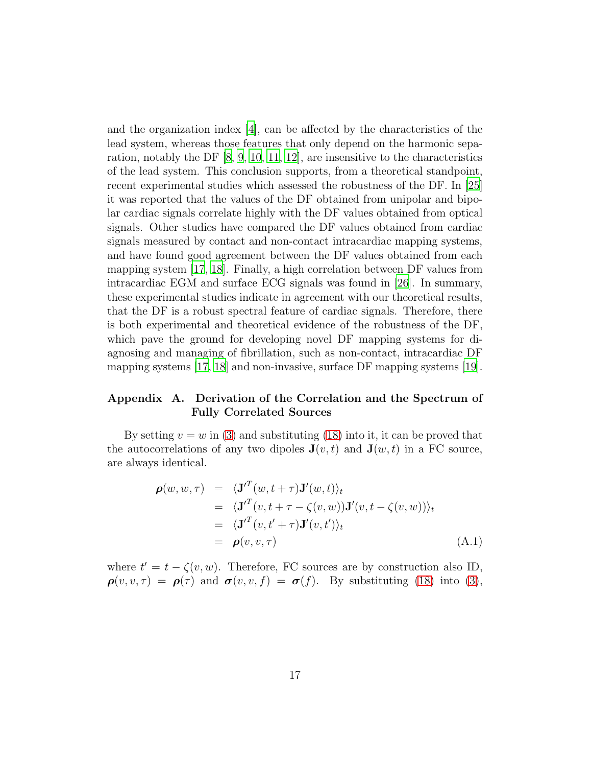and the organization index [4], can be affected by the characteristics of the lead system, whereas those features that only depend on the harmonic separation, notably the DF [8, 9, 10, 11, 12], are insensitive to the characteristics of the lead system. This conclusion supports, from a theoretical standpoint, recent experimental studies which assessed the robustness of the DF. In [25] it was reported that the values of the DF obtained from unipolar and bipolar cardiac signals correlate highly with the DF values obtained from optical signals. Other studies have compared the DF values obtained from cardiac signals measured by contact and non-contact intracardiac mapping systems, and have found good agreement between the DF values obtained from each mapping system [17, 18]. Finally, a high correlation between DF values from intracardiac EGM and surface ECG signals was found in [26]. In summary, these experimental studies indicate in agreement with our theoretical results, that the DF is a robust spectral feature of cardiac signals. Therefore, there is both experimental and theoretical evidence of the robustness of the DF, which pave the ground for developing novel DF mapping systems for diagnosing and managing of fibrillation, such as non-contact, intracardiac DF mapping systems [17, 18] and non-invasive, surface DF mapping systems [19].

## Appendix A. Derivation of the Correlation and the Spectrum of Fully Correlated Sources

By setting $v = w$ in (3) and substituting (18) into it, it can be proved that the autocorrelations of any two dipoles $\mathbf{J}(v, t)$ and $\mathbf{J}(w, t)$ in a FC source, are always identical.

$$
\begin{aligned}
\boldsymbol{\rho}(w, w, \tau) &= \langle \mathbf{J}'^T(w, t + \tau)\mathbf{J}'(w, t)\rangle_t \\
&= \langle \mathbf{J}'^T(v, t + \tau - \zeta(v, w))\mathbf{J}'(v, t - \zeta(v, w))\rangle_t \\
&= \langle \mathbf{J}'^T(v, t' + \tau)\mathbf{J}'(v, t')\rangle_t \\
&= \boldsymbol{\rho}(v, v, \tau) \qquad \text{(A.1)}
\end{aligned}
$$

where $t' = t - \zeta(v, w)$. Therefore, FC sources are by construction also ID, $\boldsymbol{\rho}(v, v, \tau) = \boldsymbol{\rho}(\tau)$ and $\boldsymbol{\sigma}(v, v, f) = \boldsymbol{\sigma}(f)$. By substituting (18) into (3),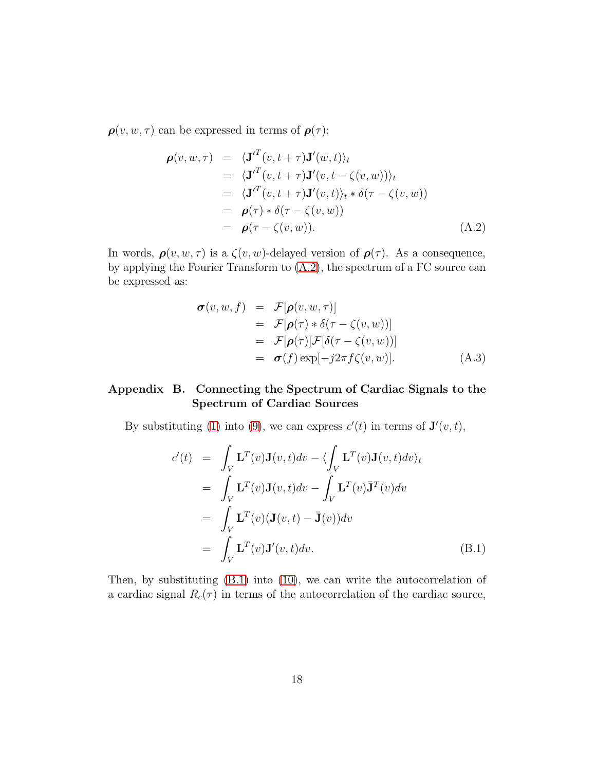$\boldsymbol{\rho}(v,w,\tau)$ can be expressed in terms of $\boldsymbol{\rho}(\tau)$:

$$
\begin{aligned}
\boldsymbol{\rho}(v,w,\tau) &= \langle \mathbf{J'}^T(v,t+\tau)\mathbf{J'}(w,t)\rangle_t \\
&= \langle \mathbf{J'}^T(v,t+\tau)\mathbf{J'}(v,t-\zeta(v,w))\rangle_t \\
&= \langle \mathbf{J'}^T(v,t+\tau)\mathbf{J'}(v,t)\rangle_t * \delta(\tau-\zeta(v,w)) \\
&= \boldsymbol{\rho}(\tau) * \delta(\tau-\zeta(v,w)) \\
&= \boldsymbol{\rho}(\tau-\zeta(v,w)).
\end{aligned}
\tag{A.2}
$$

In words, $\boldsymbol{\rho}(v,w,\tau)$ is a $\zeta(v,w)$-delayed version of $\boldsymbol{\rho}(\tau)$. As a consequence, by applying the Fourier Transform to (A.2), the spectrum of a FC source can be expressed as:

$$
\begin{aligned}
\boldsymbol{\sigma}(v,w,f) &= \mathcal{F}[\boldsymbol{\rho}(v,w,\tau)] \\
&= \mathcal{F}[\boldsymbol{\rho}(\tau) * \delta(\tau-\zeta(v,w))] \\
&= \mathcal{F}[\boldsymbol{\rho}(\tau)]\mathcal{F}[\delta(\tau-\zeta(v,w))] \\
&= \boldsymbol{\sigma}(f)\exp[-j2\pi f\zeta(v,w)].
\end{aligned}
\tag{A.3}
$$

## Appendix B. Connecting the Spectrum of Cardiac Signals to the Spectrum of Cardiac Sources

By substituting (1) into (9), we can express $c'(t)$ in terms of $\mathbf{J}'(v,t)$,

$$
\begin{aligned}
c'(t) &= \int_V \mathbf{L}^T(v)\mathbf{J}(v,t)dv - \langle \int_V \mathbf{L}^T(v)\mathbf{J}(v,t)dv\rangle_t \\
&= \int_V \mathbf{L}^T(v)\mathbf{J}(v,t)dv - \int_V \mathbf{L}^T(v)\bar{\mathbf{J}}^T(v)dv \\
&= \int_V \mathbf{L}^T(v)(\mathbf{J}(v,t)-\bar{\mathbf{J}}(v))dv \\
&= \int_V \mathbf{L}^T(v)\mathbf{J}'(v,t)dv.
\end{aligned}
\tag{B.1}
$$

Then, by substituting (B.1) into (10), we can write the autocorrelation of a cardiac signal $R_c(\tau)$ in terms of the autocorrelation of the cardiac source,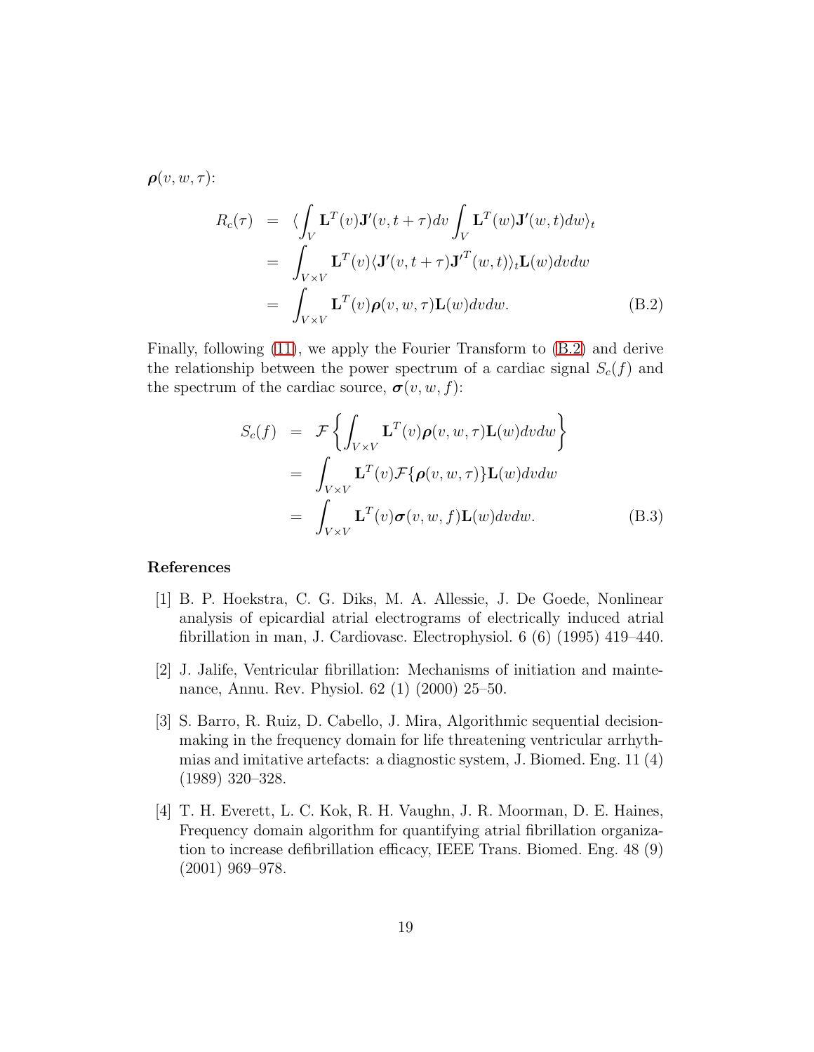$\boldsymbol{\rho}(v, w, \tau)$:

$$
\begin{aligned}
R_c(\tau) &= \langle \int_V \mathbf{L}^T(v)\mathbf{J}'(v, t+\tau)dv \int_V \mathbf{L}^T(w)\mathbf{J}'(w, t)dw \rangle_t \\
&= \int_{V\times V} \mathbf{L}^T(v)\langle \mathbf{J}'(v, t+\tau)\mathbf{J}'^T(w, t)\rangle_t \mathbf{L}(w)dvdw \\
&= \int_{V\times V} \mathbf{L}^T(v)\boldsymbol{\rho}(v, w, \tau)\mathbf{L}(w)dvdw. \qquad \text{(B.2)}
\end{aligned}
$$

Finally, following (11), we apply the Fourier Transform to (B.2) and derive the relationship between the power spectrum of a cardiac signal $S_c(f)$ and the spectrum of the cardiac source, $\boldsymbol{\sigma}(v, w, f)$:

$$
\begin{aligned}
S_c(f) &= \mathcal{F}\left\{ \int_{V\times V} \mathbf{L}^T(v)\boldsymbol{\rho}(v, w, \tau)\mathbf{L}(w)dvdw \right\} \\
&= \int_{V\times V} \mathbf{L}^T(v)\mathcal{F}\{\boldsymbol{\rho}(v, w, \tau)\}\mathbf{L}(w)dvdw \\
&= \int_{V\times V} \mathbf{L}^T(v)\boldsymbol{\sigma}(v, w, f)\mathbf{L}(w)dvdw. \qquad \text{(B.3)}
\end{aligned}
$$

## References

[1] B. P. Hoekstra, C. G. Diks, M. A. Allessie, J. De Goede, Nonlinear analysis of epicardial atrial electrograms of electrically induced atrial fibrillation in man, J. Cardiovasc. Electrophysiol. 6 (6) (1995) 419–440.

[2] J. Jalife, Ventricular fibrillation: Mechanisms of initiation and maintenance, Annu. Rev. Physiol. 62 (1) (2000) 25–50.

[3] S. Barro, R. Ruiz, D. Cabello, J. Mira, Algorithmic sequential decision-making in the frequency domain for life threatening ventricular arrhythmias and imitative artefacts: a diagnostic system, J. Biomed. Eng. 11 (4) (1989) 320–328.

[4] T. H. Everett, L. C. Kok, R. H. Vaughn, J. R. Moorman, D. E. Haines, Frequency domain algorithm for quantifying atrial fibrillation organization to increase defibrillation efficacy, IEEE Trans. Biomed. Eng. 48 (9) (2001) 969–978.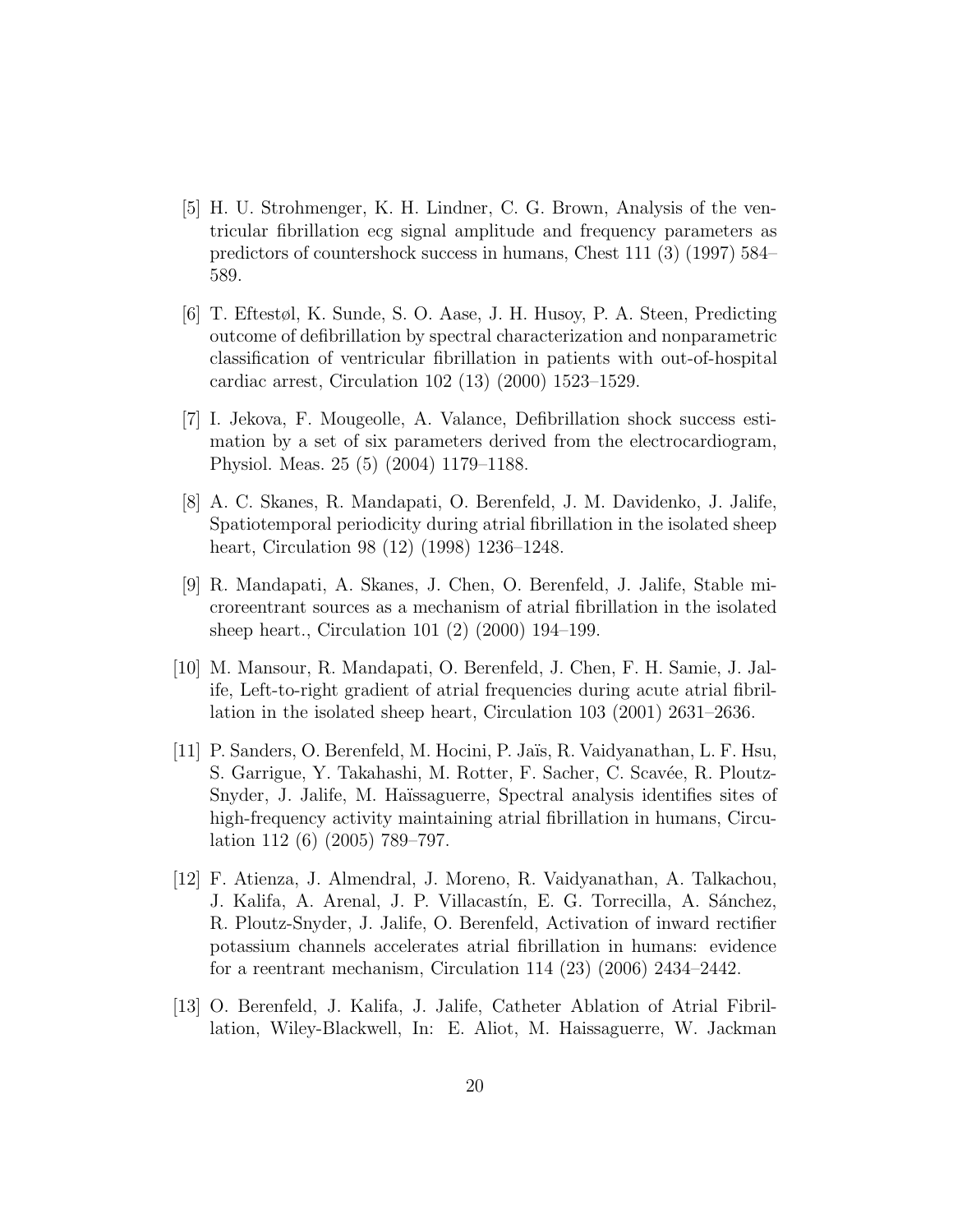[5] H. U. Strohmenger, K. H. Lindner, C. G. Brown, Analysis of the ventricular fibrillation ecg signal amplitude and frequency parameters as predictors of countershock success in humans, Chest 111 (3) (1997) 584–589.

[6] T. Eftestøl, K. Sunde, S. O. Aase, J. H. Husoy, P. A. Steen, Predicting outcome of defibrillation by spectral characterization and nonparametric classification of ventricular fibrillation in patients with out-of-hospital cardiac arrest, Circulation 102 (13) (2000) 1523–1529.

[7] I. Jekova, F. Mougeolle, A. Valance, Defibrillation shock success estimation by a set of six parameters derived from the electrocardiogram, Physiol. Meas. 25 (5) (2004) 1179–1188.

[8] A. C. Skanes, R. Mandapati, O. Berenfeld, J. M. Davidenko, J. Jalife, Spatiotemporal periodicity during atrial fibrillation in the isolated sheep heart, Circulation 98 (12) (1998) 1236–1248.

[9] R. Mandapati, A. Skanes, J. Chen, O. Berenfeld, J. Jalife, Stable microreentrant sources as a mechanism of atrial fibrillation in the isolated sheep heart., Circulation 101 (2) (2000) 194–199.

[10] M. Mansour, R. Mandapati, O. Berenfeld, J. Chen, F. H. Samie, J. Jalife, Left-to-right gradient of atrial frequencies during acute atrial fibrillation in the isolated sheep heart, Circulation 103 (2001) 2631–2636.

[11] P. Sanders, O. Berenfeld, M. Hocini, P. Jaïs, R. Vaidyanathan, L. F. Hsu, S. Garrigue, Y. Takahashi, M. Rotter, F. Sacher, C. Scavée, R. Ploutz-Snyder, J. Jalife, M. Haïssaguerre, Spectral analysis identifies sites of high-frequency activity maintaining atrial fibrillation in humans, Circulation 112 (6) (2005) 789–797.

[12] F. Atienza, J. Almendral, J. Moreno, R. Vaidyanathan, A. Talkachou, J. Kalifa, A. Arenal, J. P. Villacastín, E. G. Torrecilla, A. Sánchez, R. Ploutz-Snyder, J. Jalife, O. Berenfeld, Activation of inward rectifier potassium channels accelerates atrial fibrillation in humans: evidence for a reentrant mechanism, Circulation 114 (23) (2006) 2434–2442.

[13] O. Berenfeld, J. Kalifa, J. Jalife, Catheter Ablation of Atrial Fibrillation, Wiley-Blackwell, In: E. Aliot, M. Haissaguerre, W. Jackman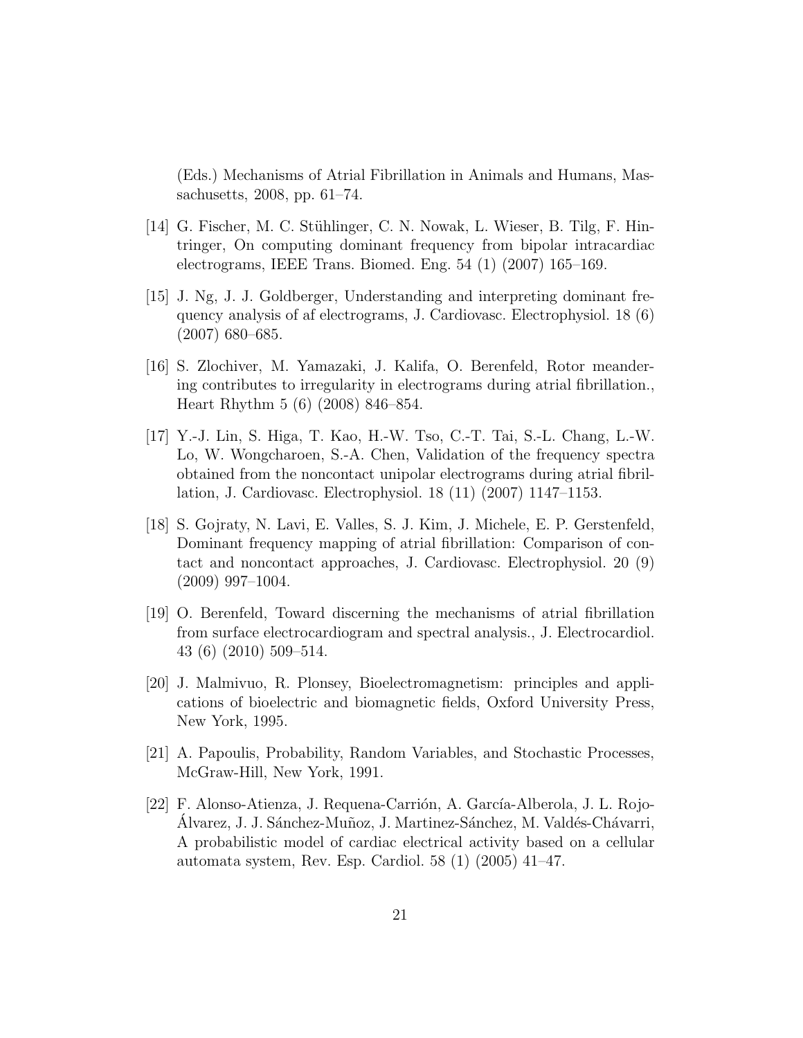(Eds.) Mechanisms of Atrial Fibrillation in Animals and Humans, Massachusetts, 2008, pp. 61–74.

[14] G. Fischer, M. C. Stühlinger, C. N. Nowak, L. Wieser, B. Tilg, F. Hintringer, On computing dominant frequency from bipolar intracardiac electrograms, IEEE Trans. Biomed. Eng. 54 (1) (2007) 165–169.

[15] J. Ng, J. J. Goldberger, Understanding and interpreting dominant frequency analysis of af electrograms, J. Cardiovasc. Electrophysiol. 18 (6) (2007) 680–685.

[16] S. Zlochiver, M. Yamazaki, J. Kalifa, O. Berenfeld, Rotor meandering contributes to irregularity in electrograms during atrial fibrillation., Heart Rhythm 5 (6) (2008) 846–854.

[17] Y.-J. Lin, S. Higa, T. Kao, H.-W. Tso, C.-T. Tai, S.-L. Chang, L.-W. Lo, W. Wongcharoen, S.-A. Chen, Validation of the frequency spectra obtained from the noncontact unipolar electrograms during atrial fibrillation, J. Cardiovasc. Electrophysiol. 18 (11) (2007) 1147–1153.

[18] S. Gojraty, N. Lavi, E. Valles, S. J. Kim, J. Michele, E. P. Gerstenfeld, Dominant frequency mapping of atrial fibrillation: Comparison of contact and noncontact approaches, J. Cardiovasc. Electrophysiol. 20 (9) (2009) 997–1004.

[19] O. Berenfeld, Toward discerning the mechanisms of atrial fibrillation from surface electrocardiogram and spectral analysis., J. Electrocardiol. 43 (6) (2010) 509–514.

[20] J. Malmivuo, R. Plonsey, Bioelectromagnetism: principles and applications of bioelectric and biomagnetic fields, Oxford University Press, New York, 1995.

[21] A. Papoulis, Probability, Random Variables, and Stochastic Processes, McGraw-Hill, New York, 1991.

[22] F. Alonso-Atienza, J. Requena-Carrión, A. García-Alberola, J. L. Rojo-Álvarez, J. J. Sánchez-Muñoz, J. Martinez-Sánchez, M. Valdés-Chávarri, A probabilistic model of cardiac electrical activity based on a cellular automata system, Rev. Esp. Cardiol. 58 (1) (2005) 41–47.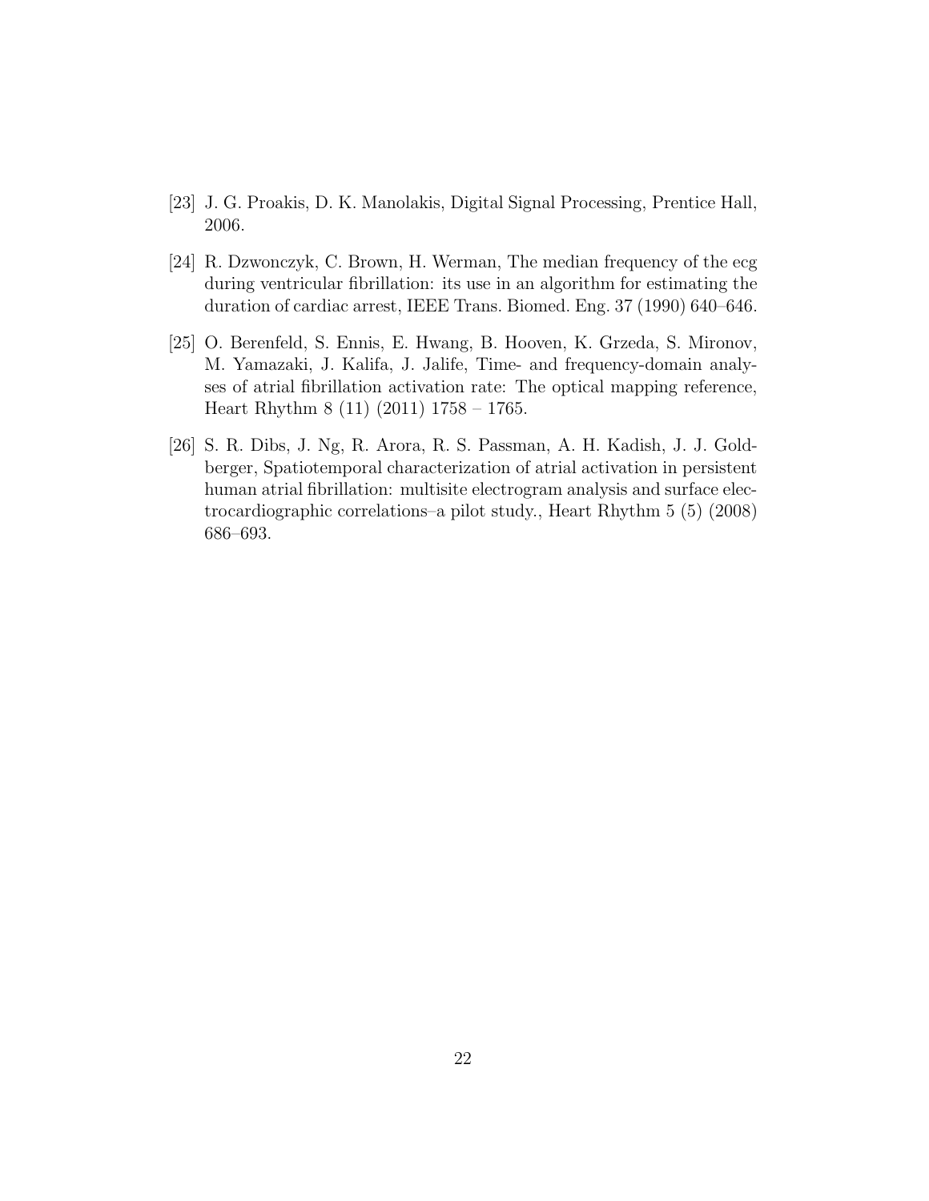[23] J. G. Proakis, D. K. Manolakis, Digital Signal Processing, Prentice Hall, 2006.

[24] R. Dzwonczyk, C. Brown, H. Werman, The median frequency of the ecg during ventricular fibrillation: its use in an algorithm for estimating the duration of cardiac arrest, IEEE Trans. Biomed. Eng. 37 (1990) 640–646.

[25] O. Berenfeld, S. Ennis, E. Hwang, B. Hooven, K. Grzeda, S. Mironov, M. Yamazaki, J. Kalifa, J. Jalife, Time- and frequency-domain analyses of atrial fibrillation activation rate: The optical mapping reference, Heart Rhythm 8 (11) (2011) 1758 – 1765.

[26] S. R. Dibs, J. Ng, R. Arora, R. S. Passman, A. H. Kadish, J. J. Goldberger, Spatiotemporal characterization of atrial activation in persistent human atrial fibrillation: multisite electrogram analysis and surface electrocardiographic correlations–a pilot study., Heart Rhythm 5 (5) (2008) 686–693.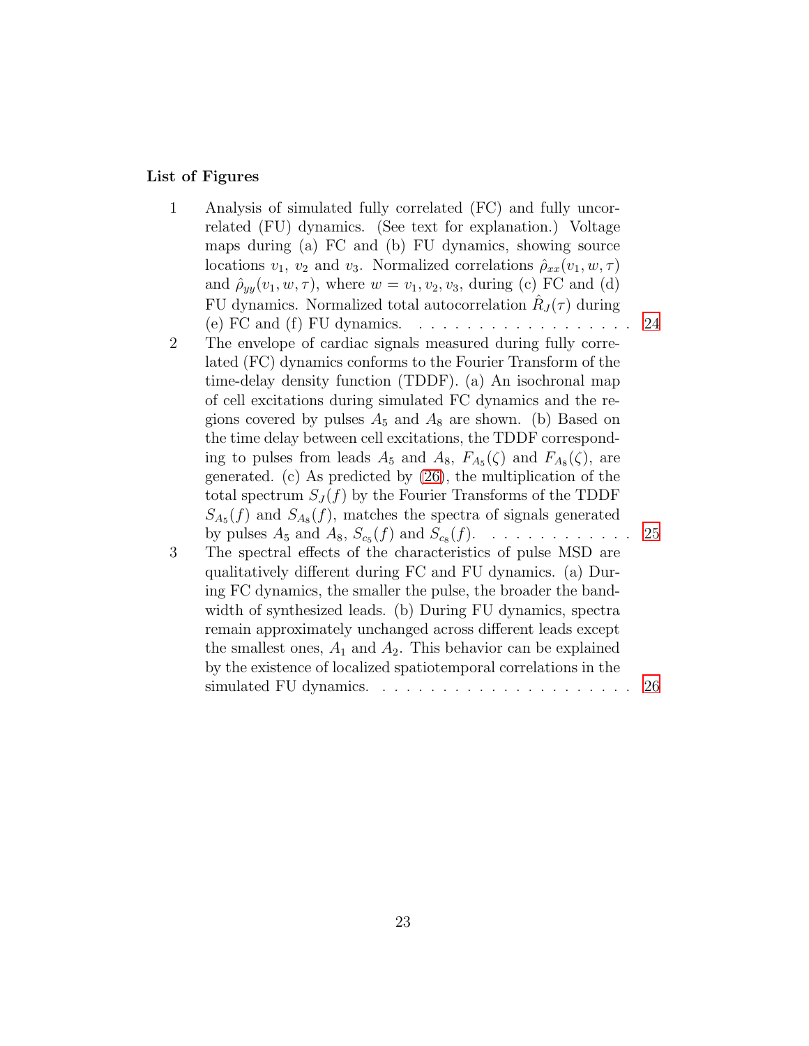## List of Figures

1. Analysis of simulated fully correlated (FC) and fully uncorrelated (FU) dynamics. (See text for explanation.) Voltage maps during (a) FC and (b) FU dynamics, showing source locations $v_1$, $v_2$ and $v_3$. Normalized correlations $\hat{\rho}_{xx}(v_1, w, \tau)$ and $\hat{\rho}_{yy}(v_1, w, \tau)$, where $w = v_1, v_2, v_3$, during (c) FC and (d) FU dynamics. Normalized total autocorrelation $\hat{R}_J(\tau)$ during (e) FC and (f) FU dynamics. . . . . . . . . . . . . . . . . . . 24
2. The envelope of cardiac signals measured during fully correlated (FC) dynamics conforms to the Fourier Transform of the time-delay density function (TDDF). (a) An isochronal map of cell excitations during simulated FC dynamics and the regions covered by pulses $A_5$ and $A_8$ are shown. (b) Based on the time delay between cell excitations, the TDDF corresponding to pulses from leads $A_5$ and $A_8$, $F_{A_5}(\zeta)$ and $F_{A_8}(\zeta)$, are generated. (c) As predicted by (26), the multiplication of the total spectrum $S_J(f)$ by the Fourier Transforms of the TDDF $S_{A_5}(f)$ and $S_{A_8}(f)$, matches the spectra of signals generated by pulses $A_5$ and $A_8$, $S_{c_5}(f)$ and $S_{c_8}(f)$. . . . . . . . . . . . . 25
3. The spectral effects of the characteristics of pulse MSD are qualitatively different during FC and FU dynamics. (a) During FC dynamics, the smaller the pulse, the broader the bandwidth of synthesized leads. (b) During FU dynamics, spectra remain approximately unchanged across different leads except the smallest ones, $A_1$ and $A_2$. This behavior can be explained by the existence of localized spatiotemporal correlations in the simulated FU dynamics. . . . . . . . . . . . . . . . . . . . . . 26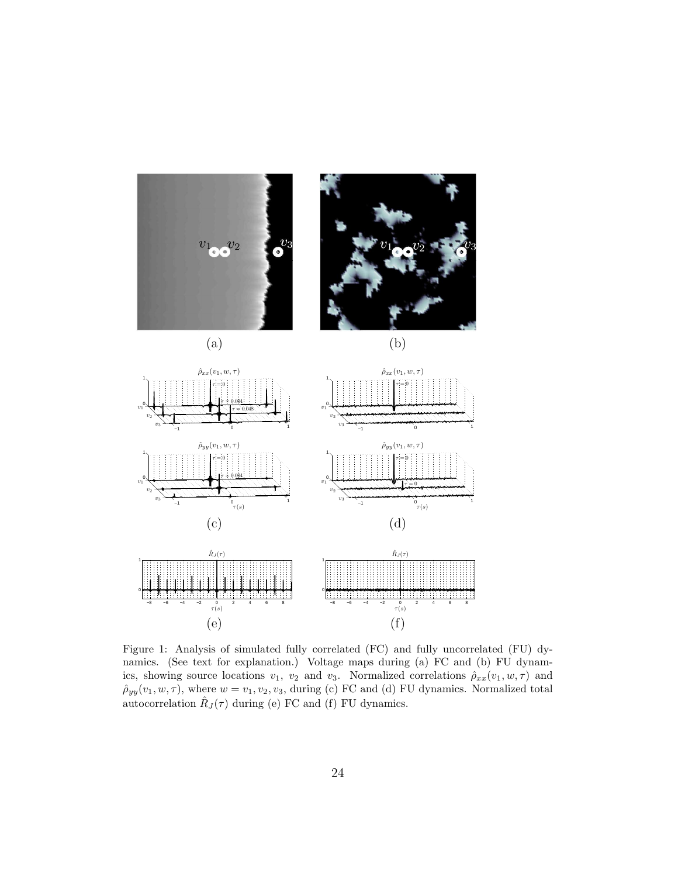Figure 1: Analysis of simulated fully correlated (FC) and fully uncorrelated (FU) dynamics. (See text for explanation.) Voltage maps during (a) FC and (b) FU dynamics, showing source locations $v_1$, $v_2$ and $v_3$. Normalized correlations $\hat{\rho}_{xx}(v_1, w, \tau)$ and $\hat{\rho}_{yy}(v_1, w, \tau)$, where $w = v_1, v_2, v_3$, during (c) FC and (d) FU dynamics. Normalized total autocorrelation $\hat{R}_J(\tau)$ during (e) FC and (f) FU dynamics.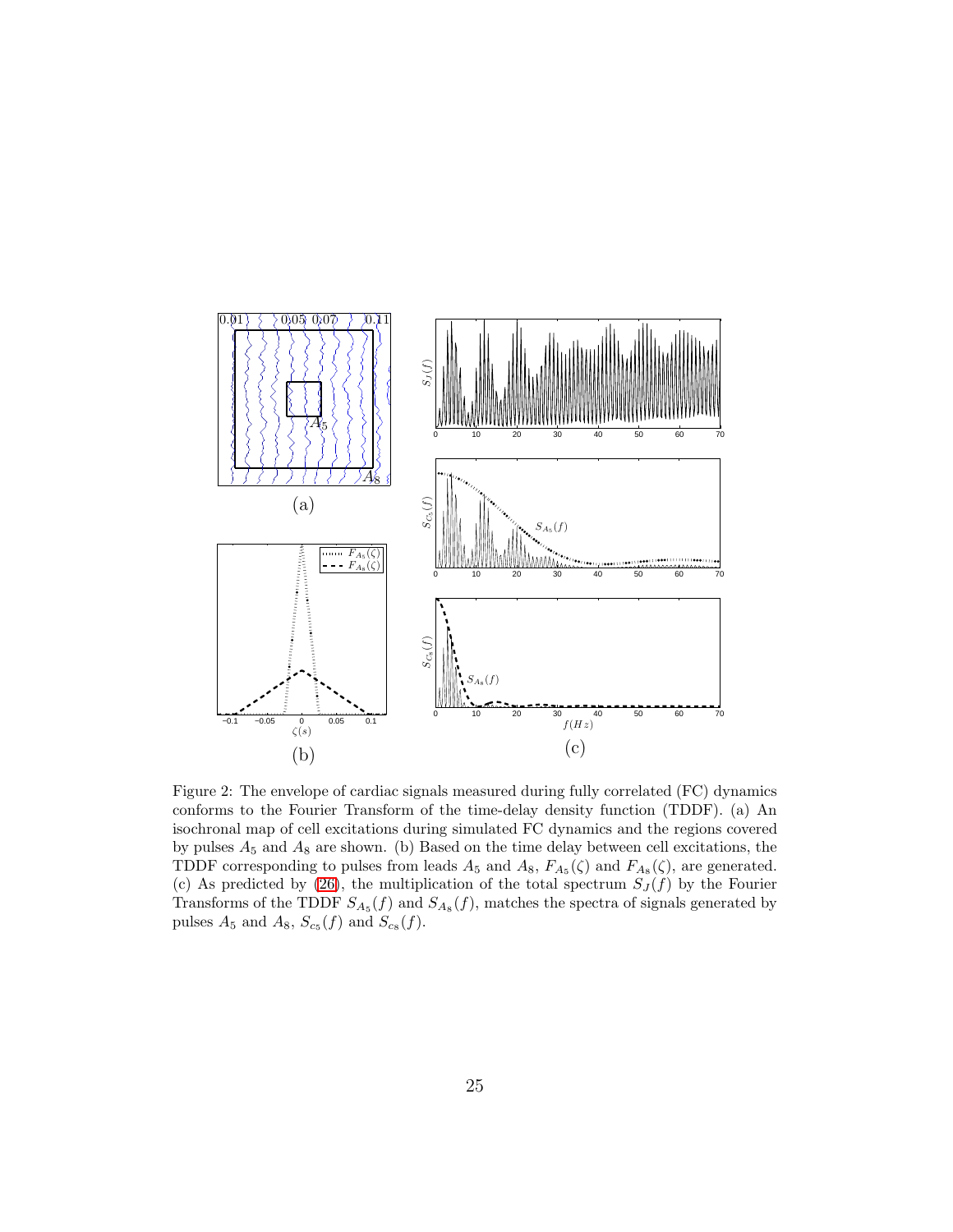Figure 2: The envelope of cardiac signals measured during fully correlated (FC) dynamics conforms to the Fourier Transform of the time-delay density function (TDDF). (a) An isochronal map of cell excitations during simulated FC dynamics and the regions covered by pulses $A_5$ and $A_8$ are shown. (b) Based on the time delay between cell excitations, the TDDF corresponding to pulses from leads $A_5$ and $A_8$, $F_{A_5}(\zeta)$ and $F_{A_8}(\zeta)$, are generated. (c) As predicted by (26), the multiplication of the total spectrum $S_J(f)$ by the Fourier Transforms of the TDDF $S_{A_5}(f)$ and $S_{A_8}(f)$, matches the spectra of signals generated by pulses $A_5$ and $A_8$, $S_{c5}(f)$ and $S_{c8}(f)$.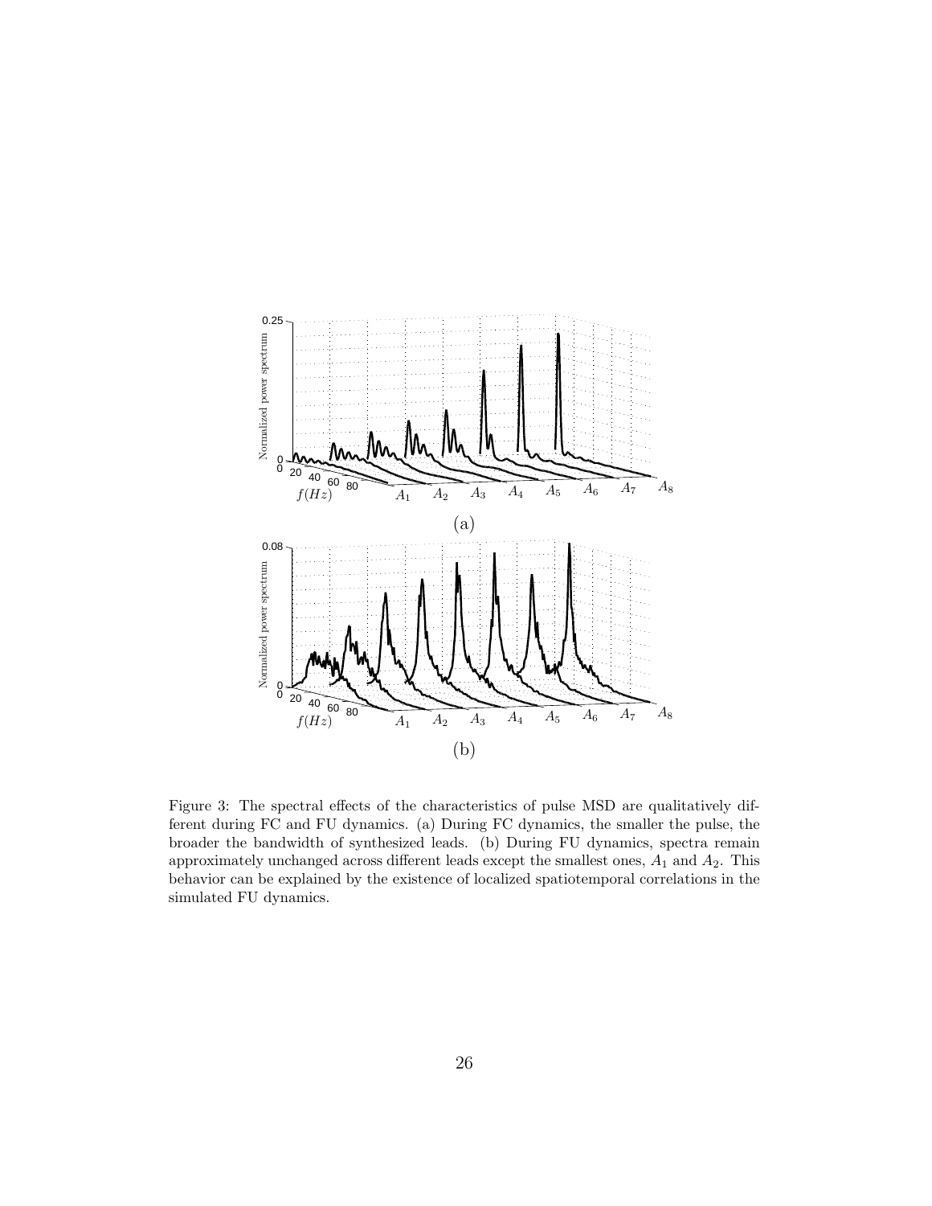Figure 3: The spectral effects of the characteristics of pulse MSD are qualitatively different during FC and FU dynamics. (a) During FC dynamics, the smaller the pulse, the broader the bandwidth of synthesized leads. (b) During FU dynamics, spectra remain approximately unchanged across different leads except the smallest ones, $A_1$ and $A_2$. This behavior can be explained by the existence of localized spatiotemporal correlations in the simulated FU dynamics.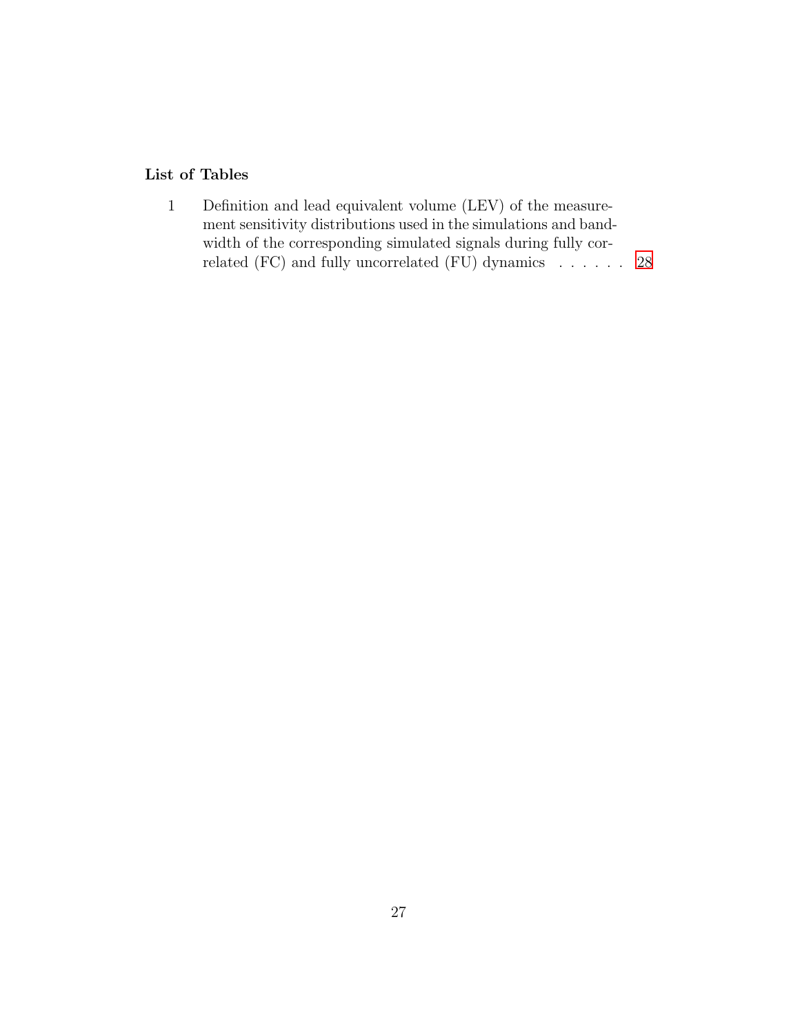## List of Tables

1 Definition and lead equivalent volume (LEV) of the measurement sensitivity distributions used in the simulations and bandwidth of the corresponding simulated signals during fully correlated (FC) and fully uncorrelated (FU) dynamics . . . . . . 28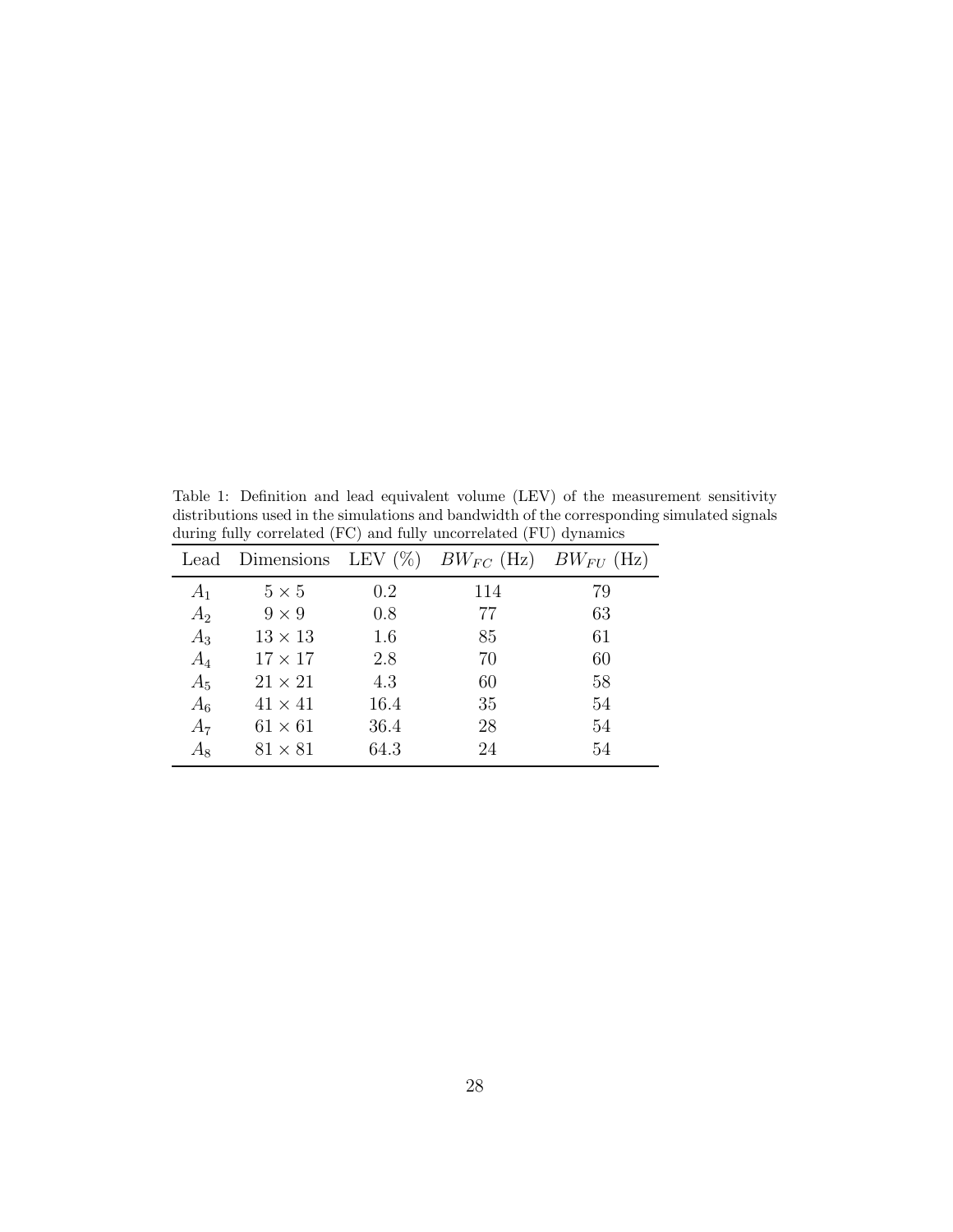Table 1: Definition and lead equivalent volume (LEV) of the measurement sensitivity distributions used in the simulations and bandwidth of the corresponding simulated signals during fully correlated (FC) and fully uncorrelated (FU) dynamics

| Lead | Dimensions | LEV (%) | $BW_{FC}$ (Hz) | $BW_{FU}$ (Hz) |
|---|---|---|---|---|
| $A_1$ | $5 \times 5$ | 0.2 | 114 | 79 |
| $A_2$ | $9 \times 9$ | 0.8 | 77 | 63 |
| $A_3$ | $13 \times 13$ | 1.6 | 85 | 61 |
| $A_4$ | $17 \times 17$ | 2.8 | 70 | 60 |
| $A_5$ | $21 \times 21$ | 4.3 | 60 | 58 |
| $A_6$ | $41 \times 41$ | 16.4 | 35 | 54 |
| $A_7$ | $61 \times 61$ | 36.4 | 28 | 54 |
| $A_8$ | $81 \times 81$ | 64.3 | 24 | 54 |